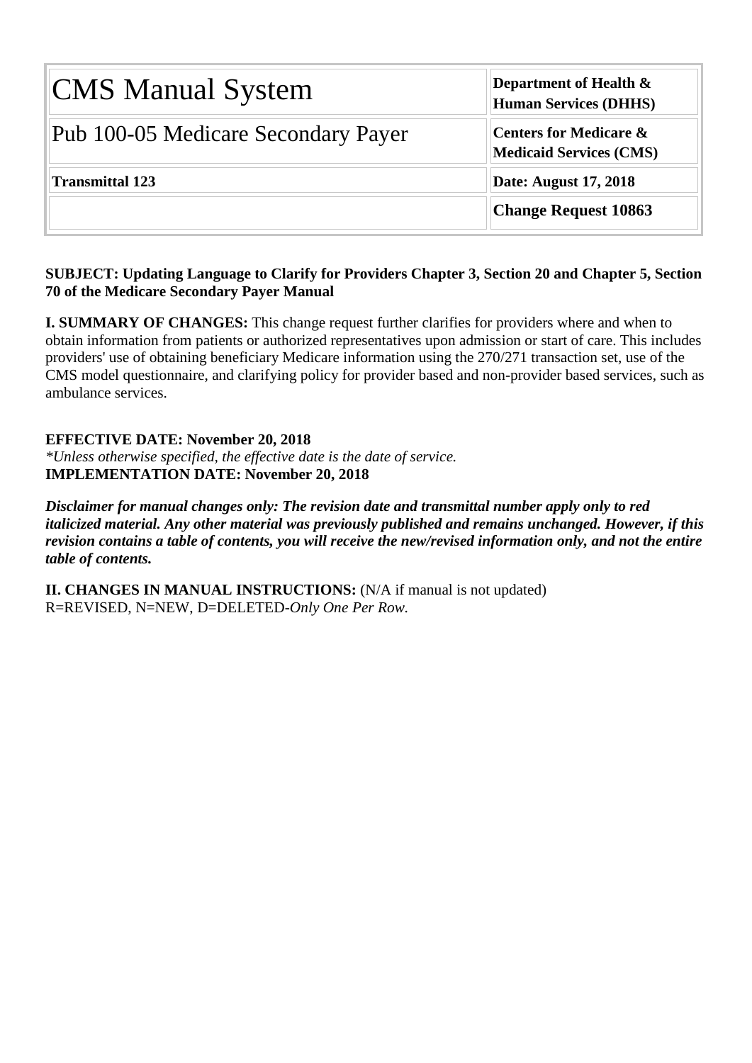| CMS Manual System | Department of Health & Human Services (DHHS) |
| --- | --- |
| Pub 100-05 Medicare Secondary Payer | Centers for Medicare & Medicaid Services (CMS) |
| **Transmittal 123** | **Date: August 17, 2018** |
| | **Change Request 10863** |

**SUBJECT: Updating Language to Clarify for Providers Chapter 3, Section 20 and Chapter 5, Section 70 of the Medicare Secondary Payer Manual**

**I. SUMMARY OF CHANGES:** This change request further clarifies for providers where and when to obtain information from patients or authorized representatives upon admission or start of care. This includes providers' use of obtaining beneficiary Medicare information using the 270/271 transaction set, use of the CMS model questionnaire, and clarifying policy for provider based and non-provider based services, such as ambulance services.

**EFFECTIVE DATE: November 20, 2018**
*\*Unless otherwise specified, the effective date is the date of service.*
**IMPLEMENTATION DATE: November 20, 2018**

***Disclaimer for manual changes only: The revision date and transmittal number apply only to red italicized material. Any other material was previously published and remains unchanged. However, if this revision contains a table of contents, you will receive the new/revised information only, and not the entire table of contents.***

**II. CHANGES IN MANUAL INSTRUCTIONS:** (N/A if manual is not updated)
R=REVISED, N=NEW, D=DELETED-*Only One Per Row.*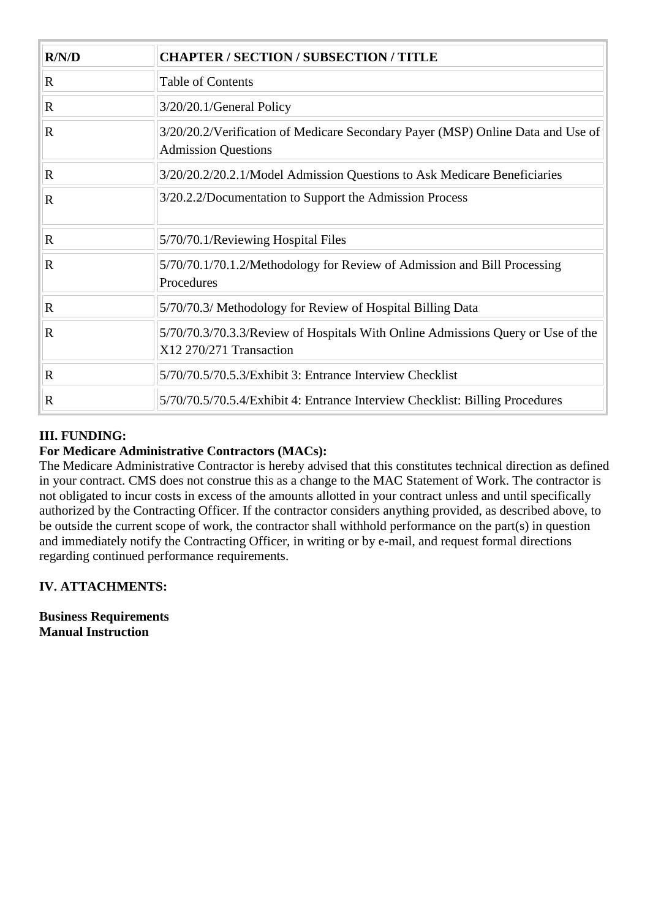| R/N/D | CHAPTER / SECTION / SUBSECTION / TITLE |
|---|---|
| R | Table of Contents |
| R | 3/20/20.1/General Policy |
| R | 3/20/20.2/Verification of Medicare Secondary Payer (MSP) Online Data and Use of Admission Questions |
| R | 3/20/20.2/20.2.1/Model Admission Questions to Ask Medicare Beneficiaries |
| R | 3/20.2.2/Documentation to Support the Admission Process |
| R | 5/70/70.1/Reviewing Hospital Files |
| R | 5/70/70.1/70.1.2/Methodology for Review of Admission and Bill Processing Procedures |
| R | 5/70/70.3/ Methodology for Review of Hospital Billing Data |
| R | 5/70/70.3/70.3.3/Review of Hospitals With Online Admissions Query or Use of the X12 270/271 Transaction |
| R | 5/70/70.5/70.5.3/Exhibit 3: Entrance Interview Checklist |
| R | 5/70/70.5/70.5.4/Exhibit 4: Entrance Interview Checklist: Billing Procedures |

**III. FUNDING:**

**For Medicare Administrative Contractors (MACs):**

The Medicare Administrative Contractor is hereby advised that this constitutes technical direction as defined in your contract. CMS does not construe this as a change to the MAC Statement of Work. The contractor is not obligated to incur costs in excess of the amounts allotted in your contract unless and until specifically authorized by the Contracting Officer. If the contractor considers anything provided, as described above, to be outside the current scope of work, the contractor shall withhold performance on the part(s) in question and immediately notify the Contracting Officer, in writing or by e-mail, and request formal directions regarding continued performance requirements.

**IV. ATTACHMENTS:**

**Business Requirements**
**Manual Instruction**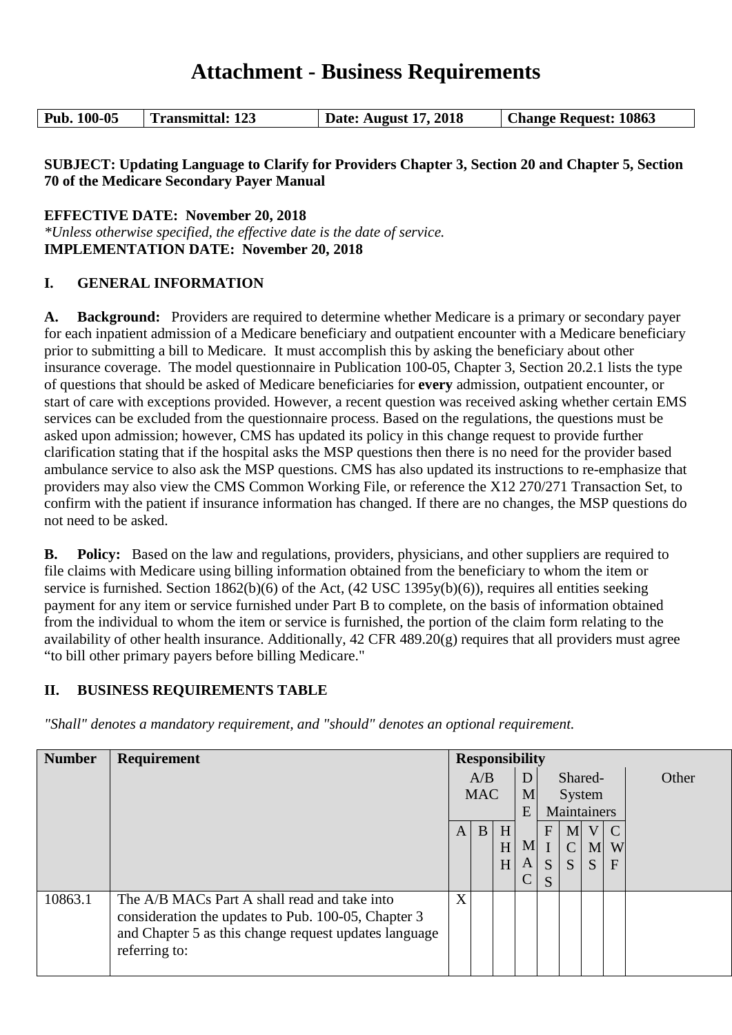# Attachment - Business Requirements

| Pub. 100-05 | Transmittal: 123 | Date: August 17, 2018 | Change Request: 10863 |
|---|---|---|---|

**SUBJECT: Updating Language to Clarify for Providers Chapter 3, Section 20 and Chapter 5, Section 70 of the Medicare Secondary Payer Manual**

**EFFECTIVE DATE: November 20, 2018**
*\*Unless otherwise specified, the effective date is the date of service.*
**IMPLEMENTATION DATE: November 20, 2018**

## I. GENERAL INFORMATION

**A. Background:** Providers are required to determine whether Medicare is a primary or secondary payer for each inpatient admission of a Medicare beneficiary and outpatient encounter with a Medicare beneficiary prior to submitting a bill to Medicare. It must accomplish this by asking the beneficiary about other insurance coverage. The model questionnaire in Publication 100-05, Chapter 3, Section 20.2.1 lists the type of questions that should be asked of Medicare beneficiaries for **every** admission, outpatient encounter, or start of care with exceptions provided. However, a recent question was received asking whether certain EMS services can be excluded from the questionnaire process. Based on the regulations, the questions must be asked upon admission; however, CMS has updated its policy in this change request to provide further clarification stating that if the hospital asks the MSP questions then there is no need for the provider based ambulance service to also ask the MSP questions. CMS has also updated its instructions to re-emphasize that providers may also view the CMS Common Working File, or reference the X12 270/271 Transaction Set, to confirm with the patient if insurance information has changed. If there are no changes, the MSP questions do not need to be asked.

**B. Policy:** Based on the law and regulations, providers, physicians, and other suppliers are required to file claims with Medicare using billing information obtained from the beneficiary to whom the item or service is furnished. Section 1862(b)(6) of the Act, (42 USC 1395y(b)(6)), requires all entities seeking payment for any item or service furnished under Part B to complete, on the basis of information obtained from the individual to whom the item or service is furnished, the portion of the claim form relating to the availability of other health insurance. Additionally, 42 CFR 489.20(g) requires that all providers must agree "to bill other primary payers before billing Medicare."

## II. BUSINESS REQUIREMENTS TABLE

*"Shall" denotes a mandatory requirement, and "should" denotes an optional requirement.*

| Number | Requirement | Responsibility | | | | | | | | |
|---|---|---|---|---|---|---|---|---|---|---|
| | | A/B MAC | | | DME | Shared-System Maintainers | | | | Other |
| | | A | B | HHH | MAC | FISS | MCS | VMS | CWF | |
| 10863.1 | The A/B MACs Part A shall read and take into consideration the updates to Pub. 100-05, Chapter 3 and Chapter 5 as this change request updates language referring to: | X | | | | | | | | |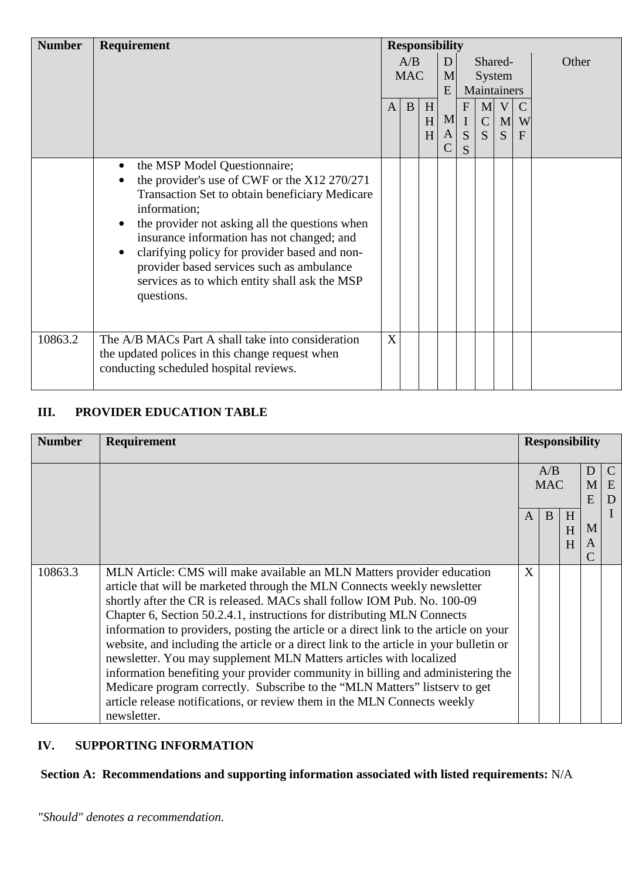| Number | Requirement | Responsibility | | | | | | | | |
|---|---|---|---|---|---|---|---|---|---|---|
| | | A/B MAC | | | DME MAC | Shared-System Maintainers | | | | Other |
| | | A | B | HHH | | FISS | MCS | VMS | CWF | |
| | • the MSP Model Questionnaire;<br>• the provider's use of CWF or the X12 270/271 Transaction Set to obtain beneficiary Medicare information;<br>• the provider not asking all the questions when insurance information has not changed; and<br>• clarifying policy for provider based and non-provider based services such as ambulance services as to which entity shall ask the MSP questions. | | | | | | | | | |
| 10863.2 | The A/B MACs Part A shall take into consideration the updated polices in this change request when conducting scheduled hospital reviews. | X | | | | | | | | |

## III. PROVIDER EDUCATION TABLE

| Number | Requirement | Responsibility | | | | |
|---|---|---|---|---|---|---|
| | | A/B MAC | | | DME MAC | CEDI |
| | | A | B | HHH | | |
| 10863.3 | MLN Article: CMS will make available an MLN Matters provider education article that will be marketed through the MLN Connects weekly newsletter shortly after the CR is released. MACs shall follow IOM Pub. No. 100-09 Chapter 6, Section 50.2.4.1, instructions for distributing MLN Connects information to providers, posting the article or a direct link to the article on your website, and including the article or a direct link to the article in your bulletin or newsletter. You may supplement MLN Matters articles with localized information benefiting your provider community in billing and administering the Medicare program correctly. Subscribe to the "MLN Matters" listserv to get article release notifications, or review them in the MLN Connects weekly newsletter. | X | | | | |

## IV. SUPPORTING INFORMATION

**Section A: Recommendations and supporting information associated with listed requirements:** N/A

*"Should" denotes a recommendation.*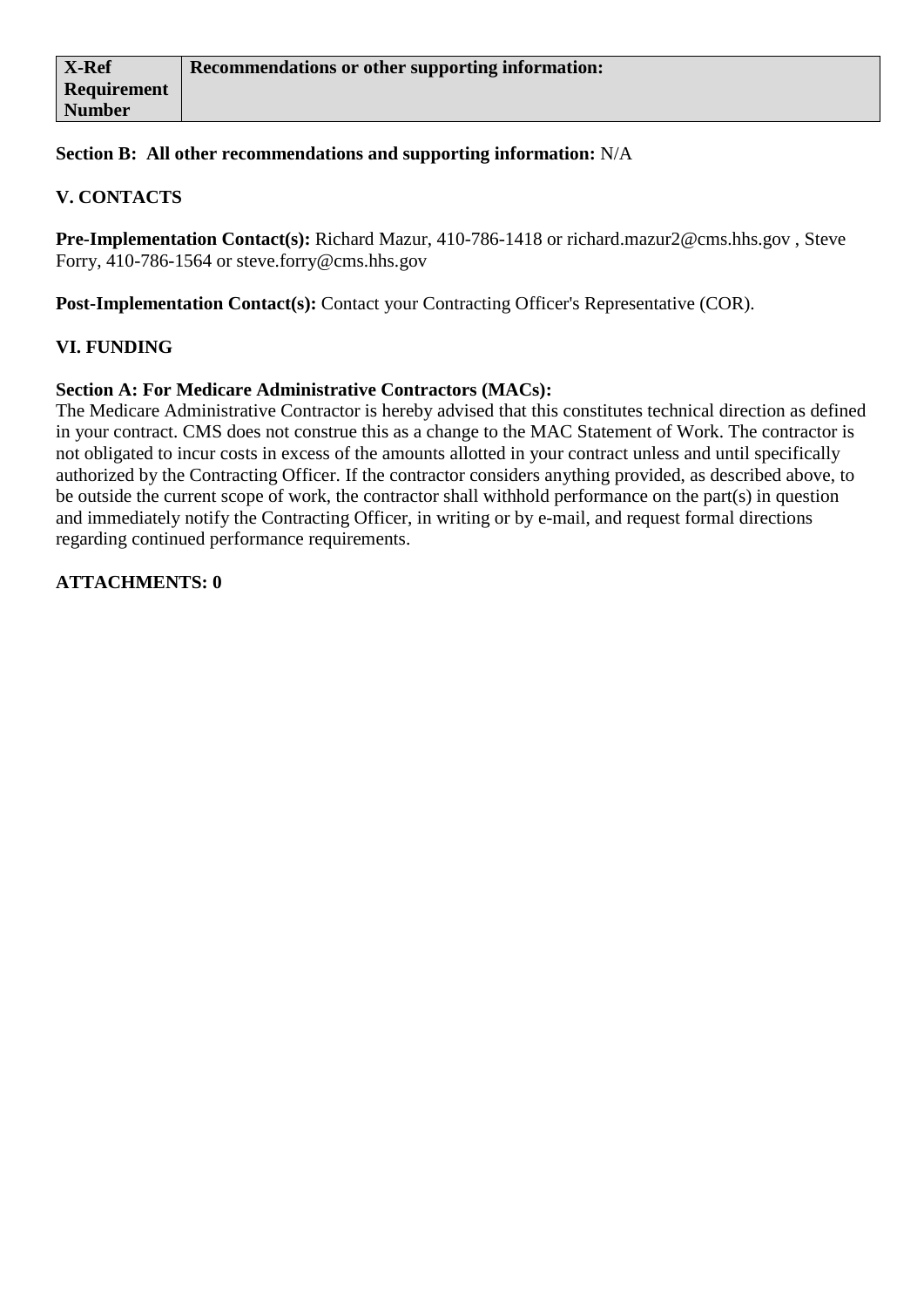| X-Ref Requirement Number | Recommendations or other supporting information: |
|---|---|

**Section B: All other recommendations and supporting information:** N/A

## V. CONTACTS

**Pre-Implementation Contact(s):** Richard Mazur, 410-786-1418 or richard.mazur2@cms.hhs.gov , Steve Forry, 410-786-1564 or steve.forry@cms.hhs.gov

**Post-Implementation Contact(s):** Contact your Contracting Officer's Representative (COR).

## VI. FUNDING

**Section A: For Medicare Administrative Contractors (MACs):**

The Medicare Administrative Contractor is hereby advised that this constitutes technical direction as defined in your contract. CMS does not construe this as a change to the MAC Statement of Work. The contractor is not obligated to incur costs in excess of the amounts allotted in your contract unless and until specifically authorized by the Contracting Officer. If the contractor considers anything provided, as described above, to be outside the current scope of work, the contractor shall withhold performance on the part(s) in question and immediately notify the Contracting Officer, in writing or by e-mail, and request formal directions regarding continued performance requirements.

**ATTACHMENTS: 0**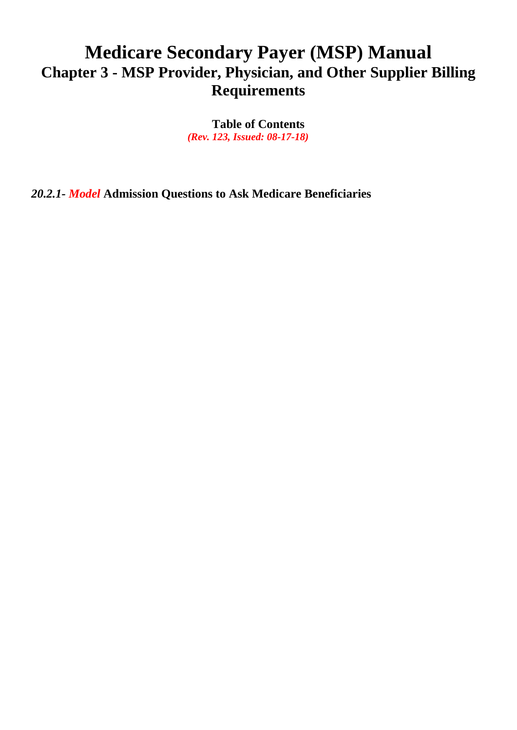# Medicare Secondary Payer (MSP) Manual

## Chapter 3 - MSP Provider, Physician, and Other Supplier Billing Requirements

**Table of Contents**

***(Rev. 123, Issued: 08-17-18)***

***20.2.1- Model* Admission Questions to Ask Medicare Beneficiaries**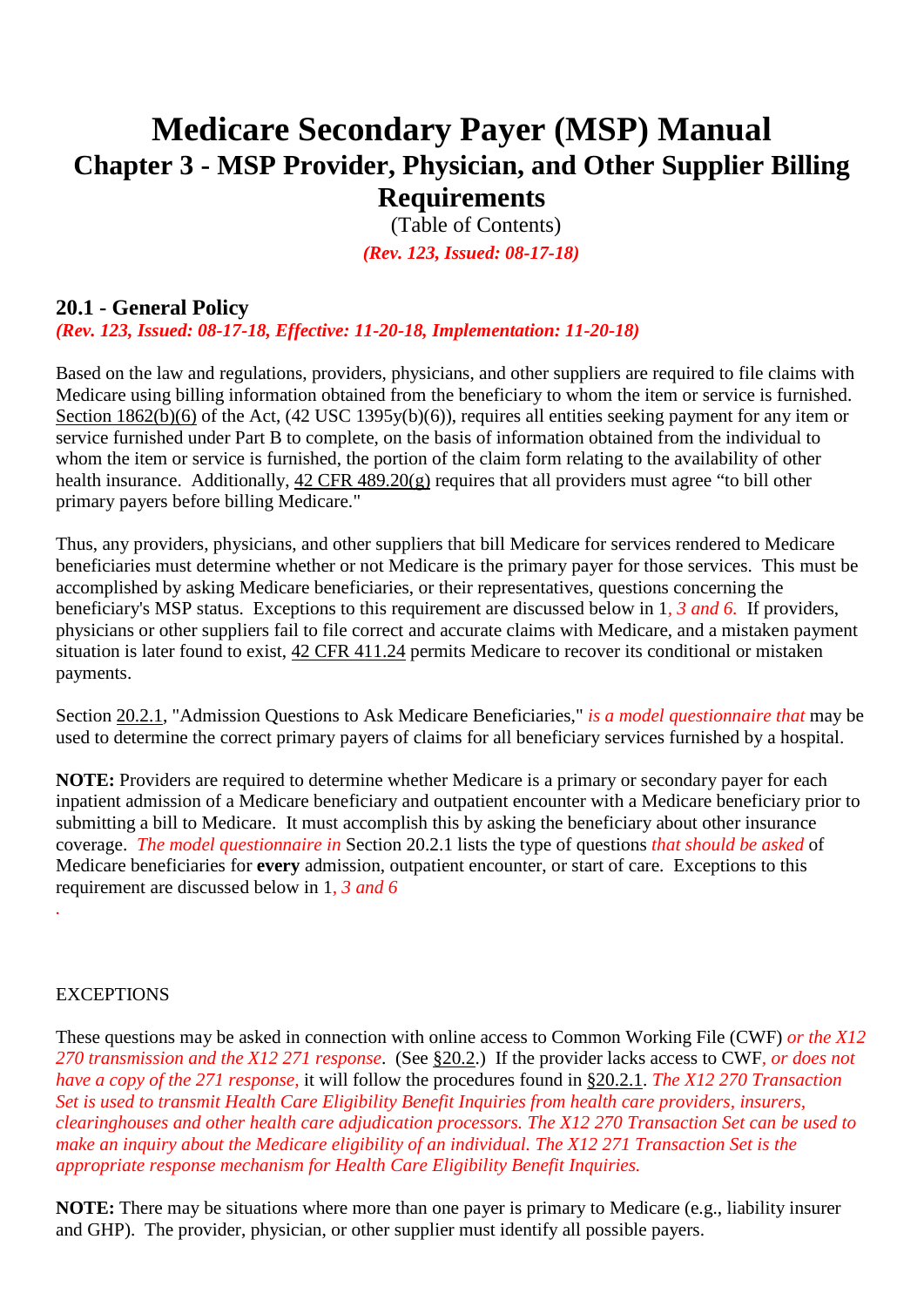# Medicare Secondary Payer (MSP) Manual
## Chapter 3 - MSP Provider, Physician, and Other Supplier Billing Requirements

(Table of Contents)

***(Rev. 123, Issued: 08-17-18)***

### 20.1 - General Policy

***(Rev. 123, Issued: 08-17-18, Effective: 11-20-18, Implementation: 11-20-18)***

Based on the law and regulations, providers, physicians, and other suppliers are required to file claims with Medicare using billing information obtained from the beneficiary to whom the item or service is furnished. Section 1862(b)(6) of the Act, (42 USC 1395y(b)(6)), requires all entities seeking payment for any item or service furnished under Part B to complete, on the basis of information obtained from the individual to whom the item or service is furnished, the portion of the claim form relating to the availability of other health insurance. Additionally, 42 CFR 489.20(g) requires that all providers must agree "to bill other primary payers before billing Medicare."

Thus, any providers, physicians, and other suppliers that bill Medicare for services rendered to Medicare beneficiaries must determine whether or not Medicare is the primary payer for those services. This must be accomplished by asking Medicare beneficiaries, or their representatives, questions concerning the beneficiary's MSP status. Exceptions to this requirement are discussed below in 1*, 3 and 6.* If providers, physicians or other suppliers fail to file correct and accurate claims with Medicare, and a mistaken payment situation is later found to exist, 42 CFR 411.24 permits Medicare to recover its conditional or mistaken payments.

Section 20.2.1, "Admission Questions to Ask Medicare Beneficiaries," *is a model questionnaire that* may be used to determine the correct primary payers of claims for all beneficiary services furnished by a hospital.

**NOTE:** Providers are required to determine whether Medicare is a primary or secondary payer for each inpatient admission of a Medicare beneficiary and outpatient encounter with a Medicare beneficiary prior to submitting a bill to Medicare. It must accomplish this by asking the beneficiary about other insurance coverage. *The model questionnaire in* Section 20.2.1 lists the type of questions *that should be asked* of Medicare beneficiaries for **every** admission, outpatient encounter, or start of care. Exceptions to this requirement are discussed below in 1*, 3 and 6*

*.*

EXCEPTIONS

These questions may be asked in connection with online access to Common Working File (CWF) *or the X12 270 transmission and the X12 271 response*. (See §20.2.) If the provider lacks access to CWF*, or does not have a copy of the 271 response,* it will follow the procedures found in §20.2.1. *The X12 270 Transaction Set is used to transmit Health Care Eligibility Benefit Inquiries from health care providers, insurers, clearinghouses and other health care adjudication processors. The X12 270 Transaction Set can be used to make an inquiry about the Medicare eligibility of an individual. The X12 271 Transaction Set is the appropriate response mechanism for Health Care Eligibility Benefit Inquiries.*

**NOTE:** There may be situations where more than one payer is primary to Medicare (e.g., liability insurer and GHP). The provider, physician, or other supplier must identify all possible payers.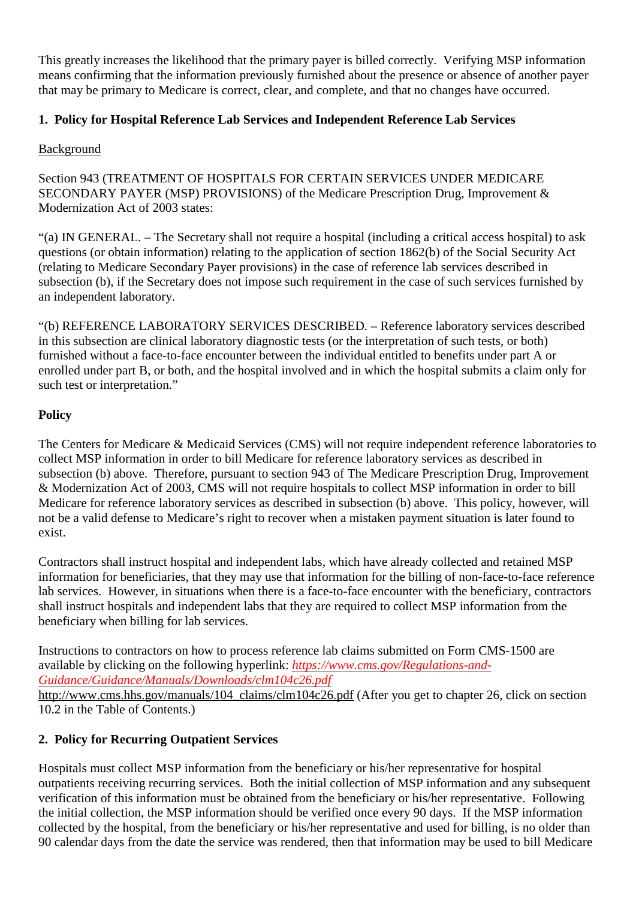This greatly increases the likelihood that the primary payer is billed correctly. Verifying MSP information means confirming that the information previously furnished about the presence or absence of another payer that may be primary to Medicare is correct, clear, and complete, and that no changes have occurred.

### 1. Policy for Hospital Reference Lab Services and Independent Reference Lab Services

Background

Section 943 (TREATMENT OF HOSPITALS FOR CERTAIN SERVICES UNDER MEDICARE SECONDARY PAYER (MSP) PROVISIONS) of the Medicare Prescription Drug, Improvement & Modernization Act of 2003 states:

"(a) IN GENERAL. – The Secretary shall not require a hospital (including a critical access hospital) to ask questions (or obtain information) relating to the application of section 1862(b) of the Social Security Act (relating to Medicare Secondary Payer provisions) in the case of reference lab services described in subsection (b), if the Secretary does not impose such requirement in the case of such services furnished by an independent laboratory.

"(b) REFERENCE LABORATORY SERVICES DESCRIBED. – Reference laboratory services described in this subsection are clinical laboratory diagnostic tests (or the interpretation of such tests, or both) furnished without a face-to-face encounter between the individual entitled to benefits under part A or enrolled under part B, or both, and the hospital involved and in which the hospital submits a claim only for such test or interpretation."

**Policy**

The Centers for Medicare & Medicaid Services (CMS) will not require independent reference laboratories to collect MSP information in order to bill Medicare for reference laboratory services as described in subsection (b) above. Therefore, pursuant to section 943 of The Medicare Prescription Drug, Improvement & Modernization Act of 2003, CMS will not require hospitals to collect MSP information in order to bill Medicare for reference laboratory services as described in subsection (b) above. This policy, however, will not be a valid defense to Medicare's right to recover when a mistaken payment situation is later found to exist.

Contractors shall instruct hospital and independent labs, which have already collected and retained MSP information for beneficiaries, that they may use that information for the billing of non-face-to-face reference lab services. However, in situations when there is a face-to-face encounter with the beneficiary, contractors shall instruct hospitals and independent labs that they are required to collect MSP information from the beneficiary when billing for lab services.

Instructions to contractors on how to process reference lab claims submitted on Form CMS-1500 are available by clicking on the following hyperlink: *https://www.cms.gov/Regulations-and-Guidance/Guidance/Manuals/Downloads/clm104c26.pdf*
http://www.cms.hhs.gov/manuals/104_claims/clm104c26.pdf (After you get to chapter 26, click on section 10.2 in the Table of Contents.)

### 2. Policy for Recurring Outpatient Services

Hospitals must collect MSP information from the beneficiary or his/her representative for hospital outpatients receiving recurring services. Both the initial collection of MSP information and any subsequent verification of this information must be obtained from the beneficiary or his/her representative. Following the initial collection, the MSP information should be verified once every 90 days. If the MSP information collected by the hospital, from the beneficiary or his/her representative and used for billing, is no older than 90 calendar days from the date the service was rendered, then that information may be used to bill Medicare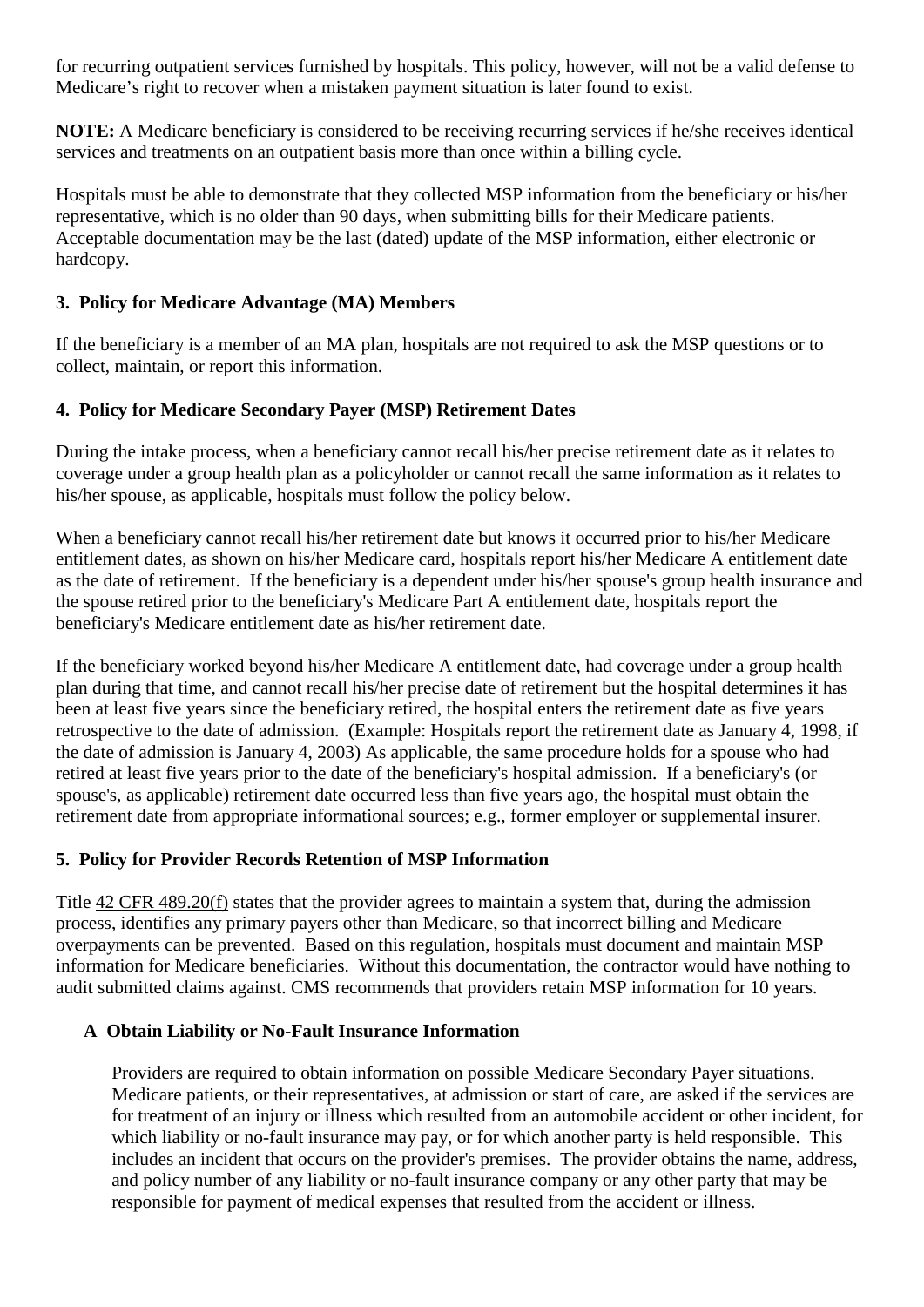for recurring outpatient services furnished by hospitals. This policy, however, will not be a valid defense to Medicare's right to recover when a mistaken payment situation is later found to exist.

**NOTE:** A Medicare beneficiary is considered to be receiving recurring services if he/she receives identical services and treatments on an outpatient basis more than once within a billing cycle.

Hospitals must be able to demonstrate that they collected MSP information from the beneficiary or his/her representative, which is no older than 90 days, when submitting bills for their Medicare patients. Acceptable documentation may be the last (dated) update of the MSP information, either electronic or hardcopy.

### 3. Policy for Medicare Advantage (MA) Members

If the beneficiary is a member of an MA plan, hospitals are not required to ask the MSP questions or to collect, maintain, or report this information.

### 4. Policy for Medicare Secondary Payer (MSP) Retirement Dates

During the intake process, when a beneficiary cannot recall his/her precise retirement date as it relates to coverage under a group health plan as a policyholder or cannot recall the same information as it relates to his/her spouse, as applicable, hospitals must follow the policy below.

When a beneficiary cannot recall his/her retirement date but knows it occurred prior to his/her Medicare entitlement dates, as shown on his/her Medicare card, hospitals report his/her Medicare A entitlement date as the date of retirement. If the beneficiary is a dependent under his/her spouse's group health insurance and the spouse retired prior to the beneficiary's Medicare Part A entitlement date, hospitals report the beneficiary's Medicare entitlement date as his/her retirement date.

If the beneficiary worked beyond his/her Medicare A entitlement date, had coverage under a group health plan during that time, and cannot recall his/her precise date of retirement but the hospital determines it has been at least five years since the beneficiary retired, the hospital enters the retirement date as five years retrospective to the date of admission. (Example: Hospitals report the retirement date as January 4, 1998, if the date of admission is January 4, 2003) As applicable, the same procedure holds for a spouse who had retired at least five years prior to the date of the beneficiary's hospital admission. If a beneficiary's (or spouse's, as applicable) retirement date occurred less than five years ago, the hospital must obtain the retirement date from appropriate informational sources; e.g., former employer or supplemental insurer.

### 5. Policy for Provider Records Retention of MSP Information

Title 42 CFR 489.20(f) states that the provider agrees to maintain a system that, during the admission process, identifies any primary payers other than Medicare, so that incorrect billing and Medicare overpayments can be prevented. Based on this regulation, hospitals must document and maintain MSP information for Medicare beneficiaries. Without this documentation, the contractor would have nothing to audit submitted claims against. CMS recommends that providers retain MSP information for 10 years.

#### A Obtain Liability or No-Fault Insurance Information

Providers are required to obtain information on possible Medicare Secondary Payer situations. Medicare patients, or their representatives, at admission or start of care, are asked if the services are for treatment of an injury or illness which resulted from an automobile accident or other incident, for which liability or no-fault insurance may pay, or for which another party is held responsible. This includes an incident that occurs on the provider's premises. The provider obtains the name, address, and policy number of any liability or no-fault insurance company or any other party that may be responsible for payment of medical expenses that resulted from the accident or illness.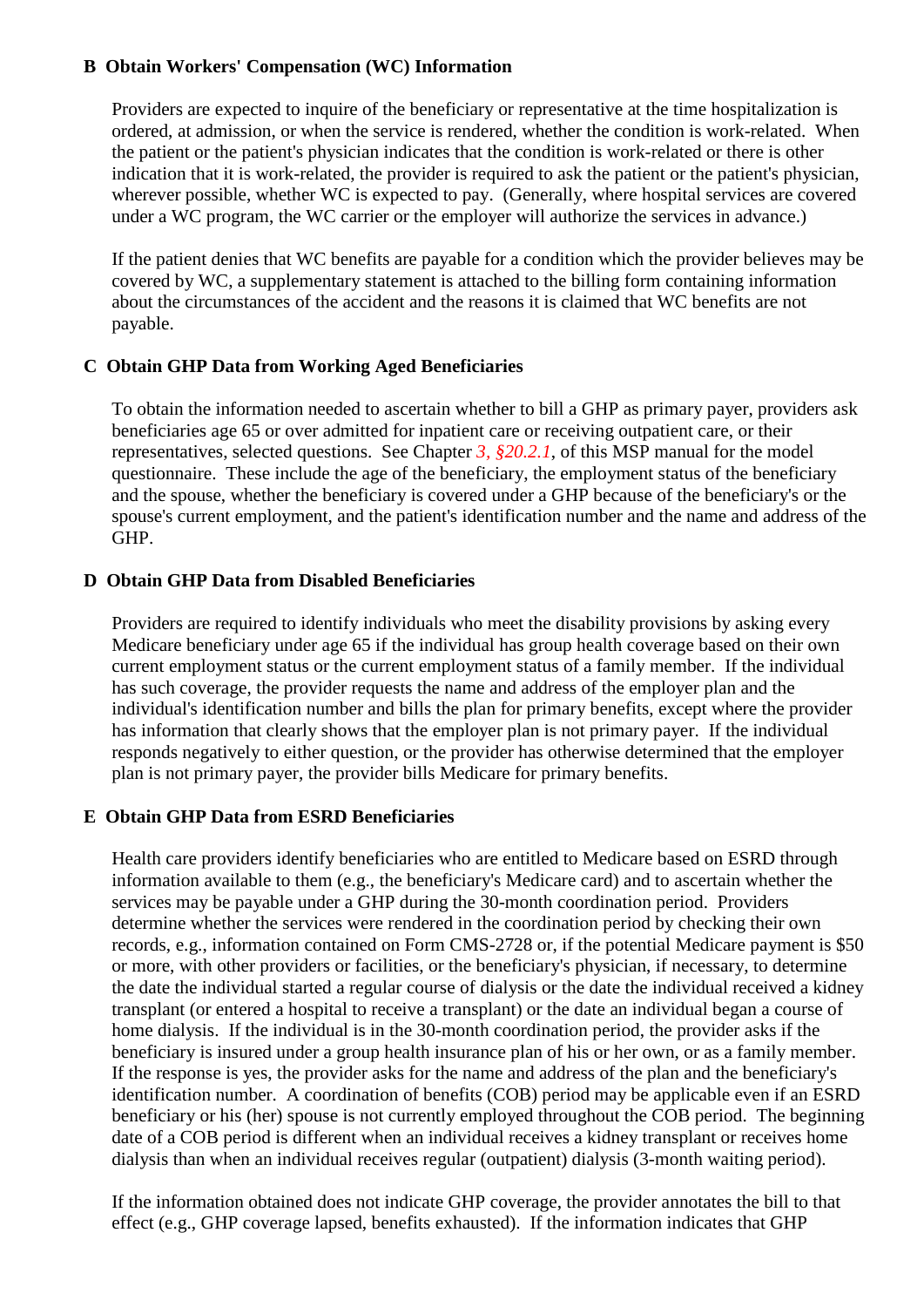**B Obtain Workers' Compensation (WC) Information**

Providers are expected to inquire of the beneficiary or representative at the time hospitalization is ordered, at admission, or when the service is rendered, whether the condition is work-related. When the patient or the patient's physician indicates that the condition is work-related or there is other indication that it is work-related, the provider is required to ask the patient or the patient's physician, wherever possible, whether WC is expected to pay. (Generally, where hospital services are covered under a WC program, the WC carrier or the employer will authorize the services in advance.)

If the patient denies that WC benefits are payable for a condition which the provider believes may be covered by WC, a supplementary statement is attached to the billing form containing information about the circumstances of the accident and the reasons it is claimed that WC benefits are not payable.

**C Obtain GHP Data from Working Aged Beneficiaries**

To obtain the information needed to ascertain whether to bill a GHP as primary payer, providers ask beneficiaries age 65 or over admitted for inpatient care or receiving outpatient care, or their representatives, selected questions. See Chapter *3, §20.2.1*, of this MSP manual for the model questionnaire. These include the age of the beneficiary, the employment status of the beneficiary and the spouse, whether the beneficiary is covered under a GHP because of the beneficiary's or the spouse's current employment, and the patient's identification number and the name and address of the GHP.

**D Obtain GHP Data from Disabled Beneficiaries**

Providers are required to identify individuals who meet the disability provisions by asking every Medicare beneficiary under age 65 if the individual has group health coverage based on their own current employment status or the current employment status of a family member. If the individual has such coverage, the provider requests the name and address of the employer plan and the individual's identification number and bills the plan for primary benefits, except where the provider has information that clearly shows that the employer plan is not primary payer. If the individual responds negatively to either question, or the provider has otherwise determined that the employer plan is not primary payer, the provider bills Medicare for primary benefits.

**E Obtain GHP Data from ESRD Beneficiaries**

Health care providers identify beneficiaries who are entitled to Medicare based on ESRD through information available to them (e.g., the beneficiary's Medicare card) and to ascertain whether the services may be payable under a GHP during the 30-month coordination period. Providers determine whether the services were rendered in the coordination period by checking their own records, e.g., information contained on Form CMS-2728 or, if the potential Medicare payment is $50 or more, with other providers or facilities, or the beneficiary's physician, if necessary, to determine the date the individual started a regular course of dialysis or the date the individual received a kidney transplant (or entered a hospital to receive a transplant) or the date an individual began a course of home dialysis. If the individual is in the 30-month coordination period, the provider asks if the beneficiary is insured under a group health insurance plan of his or her own, or as a family member. If the response is yes, the provider asks for the name and address of the plan and the beneficiary's identification number. A coordination of benefits (COB) period may be applicable even if an ESRD beneficiary or his (her) spouse is not currently employed throughout the COB period. The beginning date of a COB period is different when an individual receives a kidney transplant or receives home dialysis than when an individual receives regular (outpatient) dialysis (3-month waiting period).

If the information obtained does not indicate GHP coverage, the provider annotates the bill to that effect (e.g., GHP coverage lapsed, benefits exhausted). If the information indicates that GHP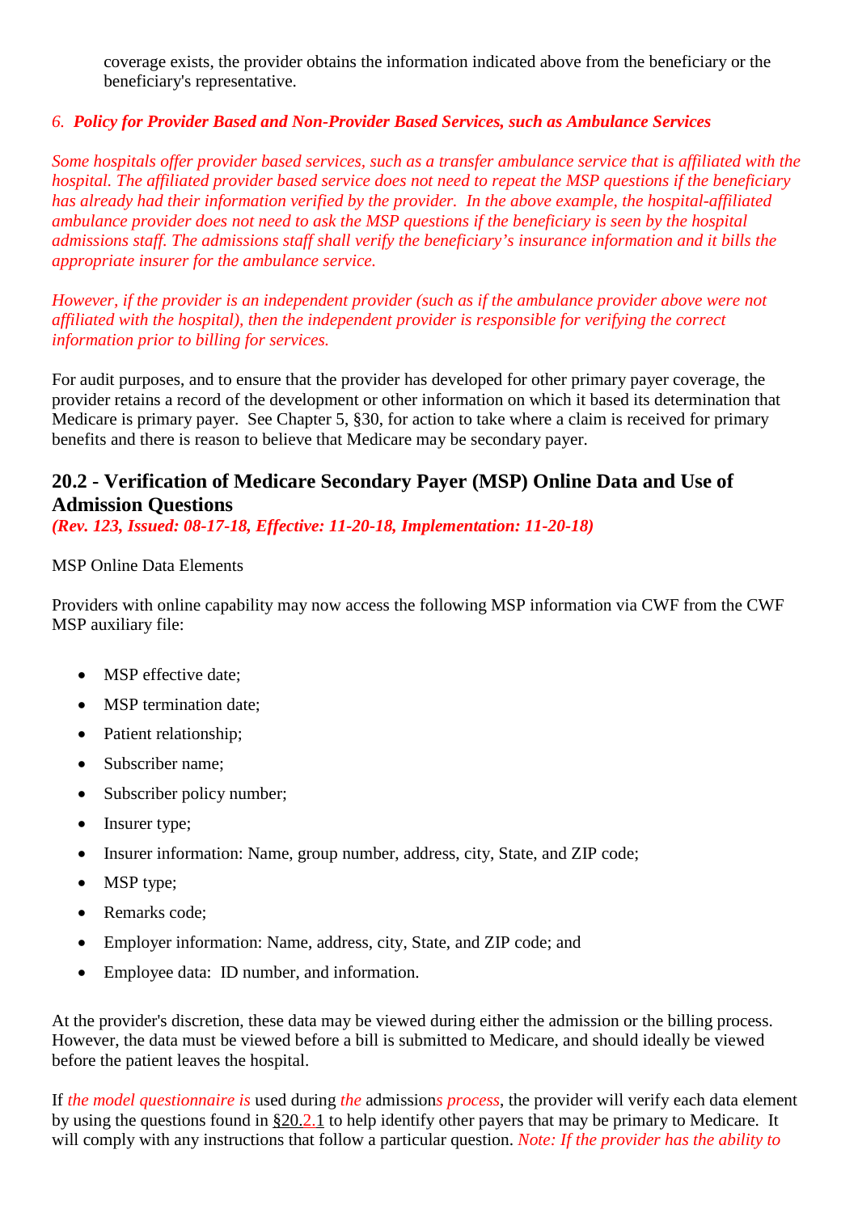coverage exists, the provider obtains the information indicated above from the beneficiary or the beneficiary's representative.

*6. **Policy for Provider Based and Non-Provider Based Services, such as Ambulance Services***

*Some hospitals offer provider based services, such as a transfer ambulance service that is affiliated with the hospital. The affiliated provider based service does not need to repeat the MSP questions if the beneficiary has already had their information verified by the provider. In the above example, the hospital-affiliated ambulance provider does not need to ask the MSP questions if the beneficiary is seen by the hospital admissions staff. The admissions staff shall verify the beneficiary's insurance information and it bills the appropriate insurer for the ambulance service.*

*However, if the provider is an independent provider (such as if the ambulance provider above were not affiliated with the hospital), then the independent provider is responsible for verifying the correct information prior to billing for services.*

For audit purposes, and to ensure that the provider has developed for other primary payer coverage, the provider retains a record of the development or other information on which it based its determination that Medicare is primary payer. See Chapter 5, §30, for action to take where a claim is received for primary benefits and there is reason to believe that Medicare may be secondary payer.

## 20.2 - Verification of Medicare Secondary Payer (MSP) Online Data and Use of Admission Questions

***(Rev. 123, Issued: 08-17-18, Effective: 11-20-18, Implementation: 11-20-18)***

MSP Online Data Elements

Providers with online capability may now access the following MSP information via CWF from the CWF MSP auxiliary file:

- MSP effective date;
- MSP termination date;
- Patient relationship;
- Subscriber name;
- Subscriber policy number;
- Insurer type;
- Insurer information: Name, group number, address, city, State, and ZIP code;
- MSP type;
- Remarks code;
- Employer information: Name, address, city, State, and ZIP code; and
- Employee data: ID number, and information.

At the provider's discretion, these data may be viewed during either the admission or the billing process. However, the data must be viewed before a bill is submitted to Medicare, and should ideally be viewed before the patient leaves the hospital.

If *the model questionnaire is* used during *the* admission*s process*, the provider will verify each data element by using the questions found in §20.2.1 to help identify other payers that may be primary to Medicare. It will comply with any instructions that follow a particular question. *Note: If the provider has the ability to*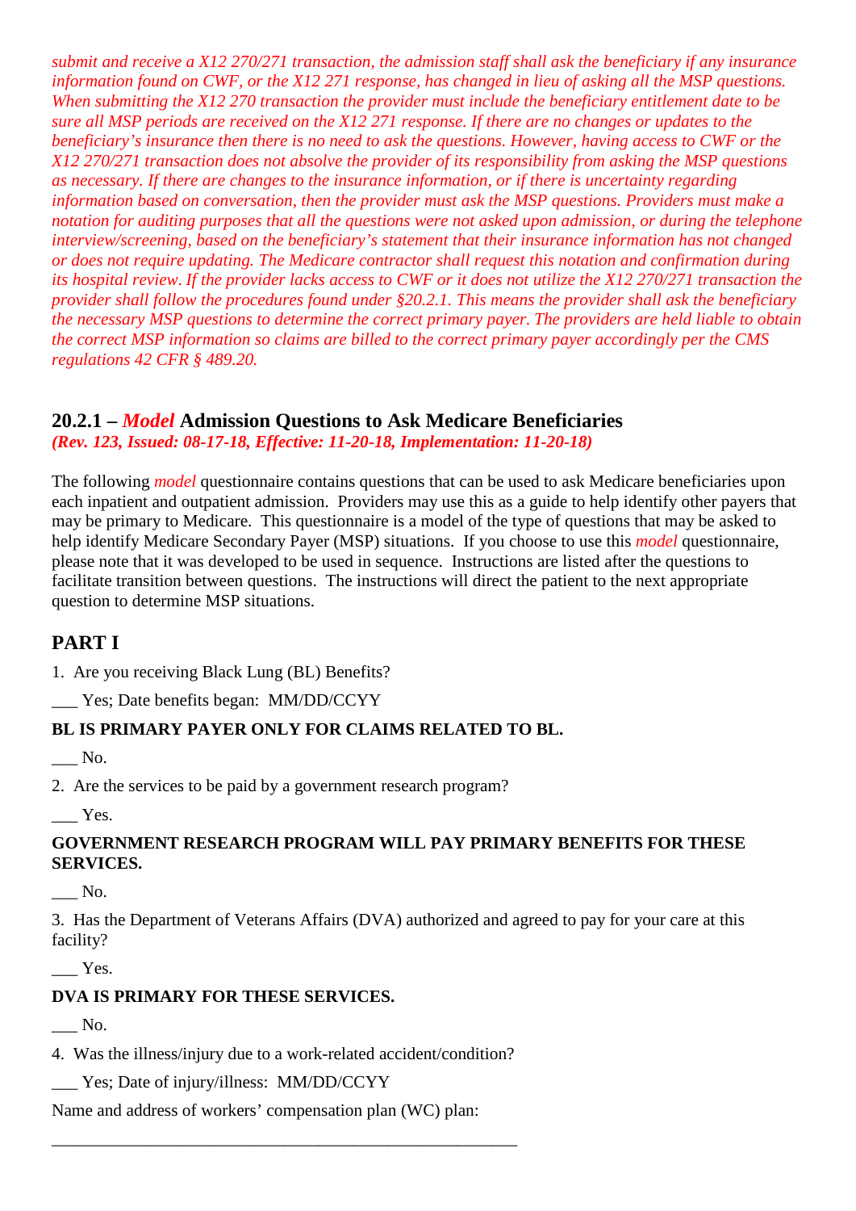*submit and receive a X12 270/271 transaction, the admission staff shall ask the beneficiary if any insurance information found on CWF, or the X12 271 response, has changed in lieu of asking all the MSP questions. When submitting the X12 270 transaction the provider must include the beneficiary entitlement date to be sure all MSP periods are received on the X12 271 response. If there are no changes or updates to the beneficiary's insurance then there is no need to ask the questions. However, having access to CWF or the X12 270/271 transaction does not absolve the provider of its responsibility from asking the MSP questions as necessary. If there are changes to the insurance information, or if there is uncertainty regarding information based on conversation, then the provider must ask the MSP questions. Providers must make a notation for auditing purposes that all the questions were not asked upon admission, or during the telephone interview/screening, based on the beneficiary's statement that their insurance information has not changed or does not require updating. The Medicare contractor shall request this notation and confirmation during its hospital review. If the provider lacks access to CWF or it does not utilize the X12 270/271 transaction the provider shall follow the procedures found under §20.2.1. This means the provider shall ask the beneficiary the necessary MSP questions to determine the correct primary payer. The providers are held liable to obtain the correct MSP information so claims are billed to the correct primary payer accordingly per the CMS regulations 42 CFR § 489.20.*

## 20.2.1 – *Model* Admission Questions to Ask Medicare Beneficiaries

***(Rev. 123, Issued: 08-17-18, Effective: 11-20-18, Implementation: 11-20-18)***

The following *model* questionnaire contains questions that can be used to ask Medicare beneficiaries upon each inpatient and outpatient admission. Providers may use this as a guide to help identify other payers that may be primary to Medicare. This questionnaire is a model of the type of questions that may be asked to help identify Medicare Secondary Payer (MSP) situations. If you choose to use this *model* questionnaire, please note that it was developed to be used in sequence. Instructions are listed after the questions to facilitate transition between questions. The instructions will direct the patient to the next appropriate question to determine MSP situations.

## PART I

1. Are you receiving Black Lung (BL) Benefits?

___ Yes; Date benefits began: MM/DD/CCYY

**BL IS PRIMARY PAYER ONLY FOR CLAIMS RELATED TO BL.**

___ No.

2. Are the services to be paid by a government research program?

___ Yes.

**GOVERNMENT RESEARCH PROGRAM WILL PAY PRIMARY BENEFITS FOR THESE SERVICES.**

___ No.

3. Has the Department of Veterans Affairs (DVA) authorized and agreed to pay for your care at this facility?

___ Yes.

**DVA IS PRIMARY FOR THESE SERVICES.**

___ No.

4. Was the illness/injury due to a work-related accident/condition?

___ Yes; Date of injury/illness: MM/DD/CCYY

Name and address of workers' compensation plan (WC) plan:

________________________________________________________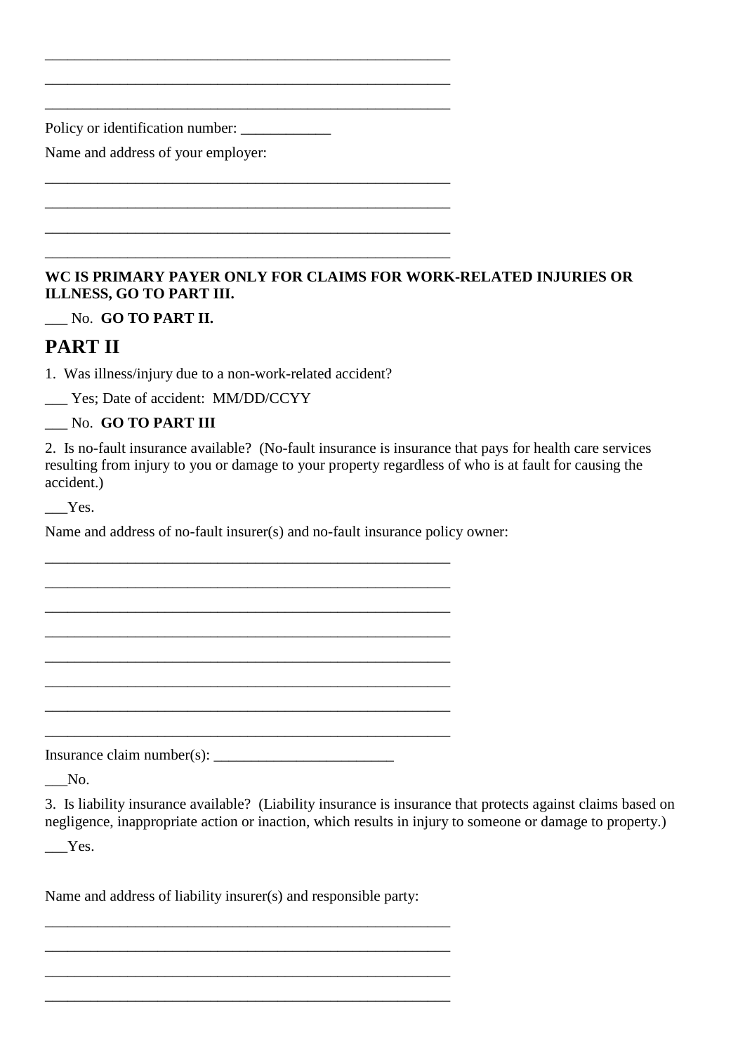\_\_\_\_\_\_\_\_\_\_\_\_\_\_\_\_\_\_\_\_\_\_\_\_\_\_\_\_\_\_\_\_\_\_\_\_\_\_\_\_\_\_\_\_\_\_\_\_\_\_\_\_\_

\_\_\_\_\_\_\_\_\_\_\_\_\_\_\_\_\_\_\_\_\_\_\_\_\_\_\_\_\_\_\_\_\_\_\_\_\_\_\_\_\_\_\_\_\_\_\_\_\_\_\_\_\_

\_\_\_\_\_\_\_\_\_\_\_\_\_\_\_\_\_\_\_\_\_\_\_\_\_\_\_\_\_\_\_\_\_\_\_\_\_\_\_\_\_\_\_\_\_\_\_\_\_\_\_\_\_

Policy or identification number: \_\_\_\_\_\_\_\_\_\_\_\_

Name and address of your employer:

\_\_\_\_\_\_\_\_\_\_\_\_\_\_\_\_\_\_\_\_\_\_\_\_\_\_\_\_\_\_\_\_\_\_\_\_\_\_\_\_\_\_\_\_\_\_\_\_\_\_\_\_\_

\_\_\_\_\_\_\_\_\_\_\_\_\_\_\_\_\_\_\_\_\_\_\_\_\_\_\_\_\_\_\_\_\_\_\_\_\_\_\_\_\_\_\_\_\_\_\_\_\_\_\_\_\_

\_\_\_\_\_\_\_\_\_\_\_\_\_\_\_\_\_\_\_\_\_\_\_\_\_\_\_\_\_\_\_\_\_\_\_\_\_\_\_\_\_\_\_\_\_\_\_\_\_\_\_\_\_

\_\_\_\_\_\_\_\_\_\_\_\_\_\_\_\_\_\_\_\_\_\_\_\_\_\_\_\_\_\_\_\_\_\_\_\_\_\_\_\_\_\_\_\_\_\_\_\_\_\_\_\_\_

**WC IS PRIMARY PAYER ONLY FOR CLAIMS FOR WORK-RELATED INJURIES OR ILLNESS, GO TO PART III.**

\_\_\_ No. **GO TO PART II.**

## PART II

1. Was illness/injury due to a non-work-related accident?

\_\_\_ Yes; Date of accident: MM/DD/CCYY

\_\_\_ No. **GO TO PART III**

2. Is no-fault insurance available? (No-fault insurance is insurance that pays for health care services resulting from injury to you or damage to your property regardless of who is at fault for causing the accident.)

\_\_\_Yes.

Name and address of no-fault insurer(s) and no-fault insurance policy owner:

\_\_\_\_\_\_\_\_\_\_\_\_\_\_\_\_\_\_\_\_\_\_\_\_\_\_\_\_\_\_\_\_\_\_\_\_\_\_\_\_\_\_\_\_\_\_\_\_\_\_\_\_\_

\_\_\_\_\_\_\_\_\_\_\_\_\_\_\_\_\_\_\_\_\_\_\_\_\_\_\_\_\_\_\_\_\_\_\_\_\_\_\_\_\_\_\_\_\_\_\_\_\_\_\_\_\_

\_\_\_\_\_\_\_\_\_\_\_\_\_\_\_\_\_\_\_\_\_\_\_\_\_\_\_\_\_\_\_\_\_\_\_\_\_\_\_\_\_\_\_\_\_\_\_\_\_\_\_\_\_

\_\_\_\_\_\_\_\_\_\_\_\_\_\_\_\_\_\_\_\_\_\_\_\_\_\_\_\_\_\_\_\_\_\_\_\_\_\_\_\_\_\_\_\_\_\_\_\_\_\_\_\_\_

\_\_\_\_\_\_\_\_\_\_\_\_\_\_\_\_\_\_\_\_\_\_\_\_\_\_\_\_\_\_\_\_\_\_\_\_\_\_\_\_\_\_\_\_\_\_\_\_\_\_\_\_\_

\_\_\_\_\_\_\_\_\_\_\_\_\_\_\_\_\_\_\_\_\_\_\_\_\_\_\_\_\_\_\_\_\_\_\_\_\_\_\_\_\_\_\_\_\_\_\_\_\_\_\_\_\_

\_\_\_\_\_\_\_\_\_\_\_\_\_\_\_\_\_\_\_\_\_\_\_\_\_\_\_\_\_\_\_\_\_\_\_\_\_\_\_\_\_\_\_\_\_\_\_\_\_\_\_\_\_

\_\_\_\_\_\_\_\_\_\_\_\_\_\_\_\_\_\_\_\_\_\_\_\_\_\_\_\_\_\_\_\_\_\_\_\_\_\_\_\_\_\_\_\_\_\_\_\_\_\_\_\_\_

Insurance claim number(s): \_\_\_\_\_\_\_\_\_\_\_\_\_\_\_\_\_\_\_\_\_\_\_\_

\_\_\_No.

3. Is liability insurance available? (Liability insurance is insurance that protects against claims based on negligence, inappropriate action or inaction, which results in injury to someone or damage to property.)

\_\_\_Yes.

Name and address of liability insurer(s) and responsible party:

\_\_\_\_\_\_\_\_\_\_\_\_\_\_\_\_\_\_\_\_\_\_\_\_\_\_\_\_\_\_\_\_\_\_\_\_\_\_\_\_\_\_\_\_\_\_\_\_\_\_\_\_\_

\_\_\_\_\_\_\_\_\_\_\_\_\_\_\_\_\_\_\_\_\_\_\_\_\_\_\_\_\_\_\_\_\_\_\_\_\_\_\_\_\_\_\_\_\_\_\_\_\_\_\_\_\_

\_\_\_\_\_\_\_\_\_\_\_\_\_\_\_\_\_\_\_\_\_\_\_\_\_\_\_\_\_\_\_\_\_\_\_\_\_\_\_\_\_\_\_\_\_\_\_\_\_\_\_\_\_

\_\_\_\_\_\_\_\_\_\_\_\_\_\_\_\_\_\_\_\_\_\_\_\_\_\_\_\_\_\_\_\_\_\_\_\_\_\_\_\_\_\_\_\_\_\_\_\_\_\_\_\_\_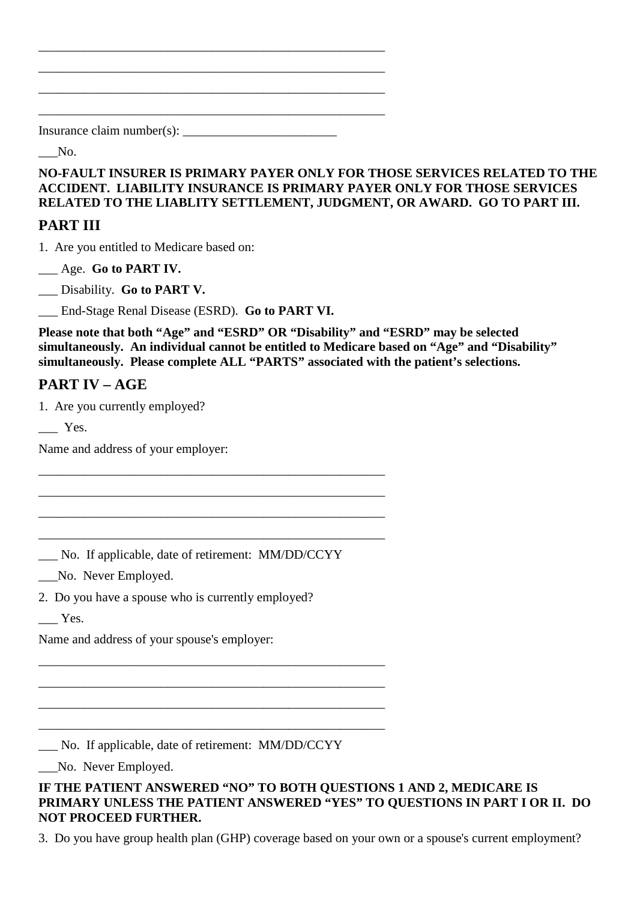_______________________________________________________

_______________________________________________________

_______________________________________________________

_______________________________________________________

Insurance claim number(s): ________________________

___No.

**NO-FAULT INSURER IS PRIMARY PAYER ONLY FOR THOSE SERVICES RELATED TO THE ACCIDENT. LIABILITY INSURANCE IS PRIMARY PAYER ONLY FOR THOSE SERVICES RELATED TO THE LIABLITY SETTLEMENT, JUDGMENT, OR AWARD. GO TO PART III.**

## PART III

1. Are you entitled to Medicare based on:

___ Age. **Go to PART IV.**

___ Disability. **Go to PART V.**

___ End-Stage Renal Disease (ESRD). **Go to PART VI.**

**Please note that both "Age" and "ESRD" OR "Disability" and "ESRD" may be selected simultaneously. An individual cannot be entitled to Medicare based on "Age" and "Disability" simultaneously. Please complete ALL "PARTS" associated with the patient's selections.**

## PART IV – AGE

1. Are you currently employed?

___ Yes.

Name and address of your employer:

_______________________________________________________

_______________________________________________________

_______________________________________________________

_______________________________________________________

___ No. If applicable, date of retirement: MM/DD/CCYY

___No. Never Employed.

2. Do you have a spouse who is currently employed?

___ Yes.

Name and address of your spouse's employer:

_______________________________________________________

_______________________________________________________

_______________________________________________________

_______________________________________________________

___ No. If applicable, date of retirement: MM/DD/CCYY

___No. Never Employed.

**IF THE PATIENT ANSWERED "NO" TO BOTH QUESTIONS 1 AND 2, MEDICARE IS PRIMARY UNLESS THE PATIENT ANSWERED "YES" TO QUESTIONS IN PART I OR II. DO NOT PROCEED FURTHER.**

3. Do you have group health plan (GHP) coverage based on your own or a spouse's current employment?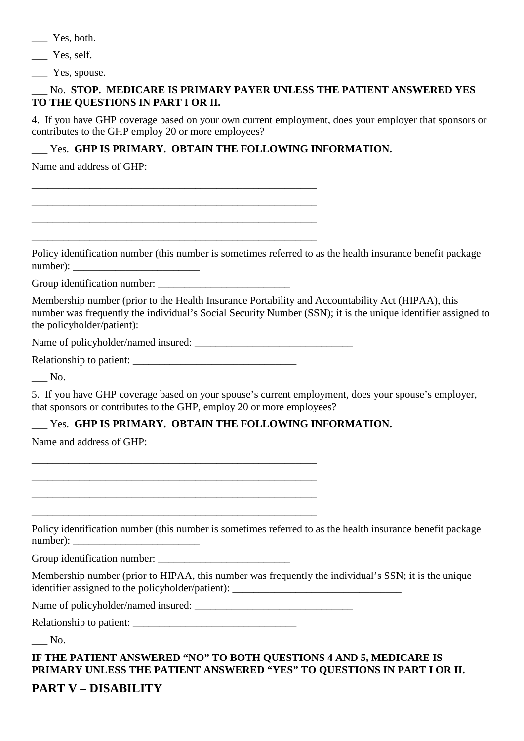___ Yes, both.

___ Yes, self.

___ Yes, spouse.

___ No. **STOP. MEDICARE IS PRIMARY PAYER UNLESS THE PATIENT ANSWERED YES TO THE QUESTIONS IN PART I OR II.**

4. If you have GHP coverage based on your own current employment, does your employer that sponsors or contributes to the GHP employ 20 or more employees?

___ Yes. **GHP IS PRIMARY. OBTAIN THE FOLLOWING INFORMATION.**

Name and address of GHP:

_______________________________________________________

_______________________________________________________

_______________________________________________________

_______________________________________________________

Policy identification number (this number is sometimes referred to as the health insurance benefit package number): ________________________

Group identification number: _________________________

Membership number (prior to the Health Insurance Portability and Accountability Act (HIPAA), this number was frequently the individual's Social Security Number (SSN); it is the unique identifier assigned to the policyholder/patient): ________________________________

Name of policyholder/named insured: ______________________________

Relationship to patient: ______________________________

___ No.

5. If you have GHP coverage based on your spouse's current employment, does your spouse's employer, that sponsors or contributes to the GHP, employ 20 or more employees?

___ Yes. **GHP IS PRIMARY. OBTAIN THE FOLLOWING INFORMATION.**

Name and address of GHP:

_______________________________________________________

_______________________________________________________

_______________________________________________________

_______________________________________________________

Policy identification number (this number is sometimes referred to as the health insurance benefit package number): ________________________

Group identification number: _________________________

Membership number (prior to HIPAA, this number was frequently the individual's SSN; it is the unique identifier assigned to the policyholder/patient): ________________________________

Name of policyholder/named insured: ______________________________

Relationship to patient: ______________________________

___ No.

**IF THE PATIENT ANSWERED "NO" TO BOTH QUESTIONS 4 AND 5, MEDICARE IS PRIMARY UNLESS THE PATIENT ANSWERED "YES" TO QUESTIONS IN PART I OR II.**

## PART V – DISABILITY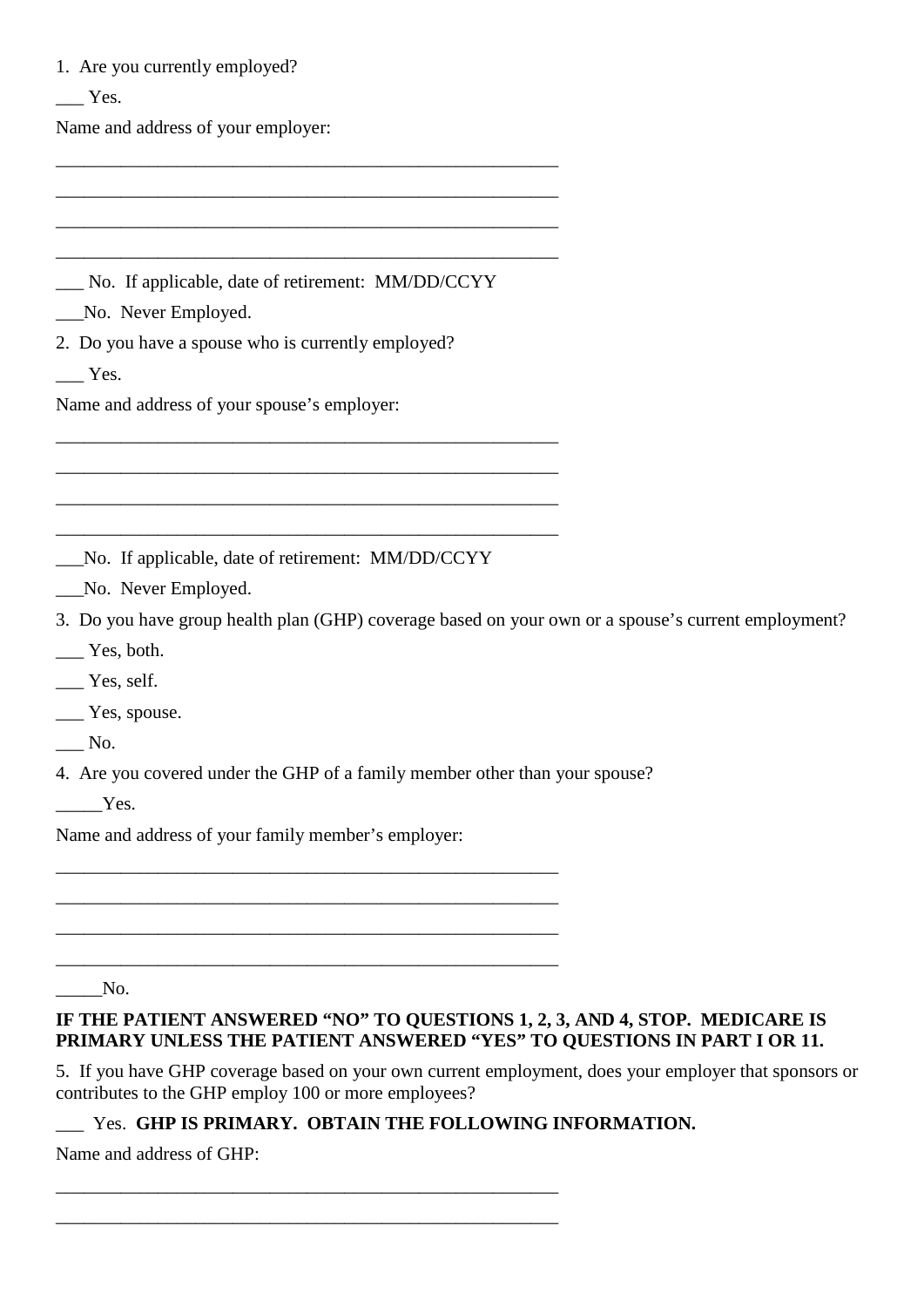1. Are you currently employed?

___ Yes.

Name and address of your employer:

________________________________________________________

________________________________________________________

________________________________________________________

________________________________________________________

___ No. If applicable, date of retirement: MM/DD/CCYY

___No. Never Employed.

2. Do you have a spouse who is currently employed?

___ Yes.

Name and address of your spouse's employer:

________________________________________________________

________________________________________________________

________________________________________________________

________________________________________________________

___No. If applicable, date of retirement: MM/DD/CCYY

___No. Never Employed.

3. Do you have group health plan (GHP) coverage based on your own or a spouse's current employment?

___ Yes, both.

___ Yes, self.

___ Yes, spouse.

___ No.

4. Are you covered under the GHP of a family member other than your spouse?

_____Yes.

Name and address of your family member's employer:

________________________________________________________

________________________________________________________

________________________________________________________

________________________________________________________

_____No.

**IF THE PATIENT ANSWERED "NO" TO QUESTIONS 1, 2, 3, AND 4, STOP. MEDICARE IS PRIMARY UNLESS THE PATIENT ANSWERED "YES" TO QUESTIONS IN PART I OR 11.**

5. If you have GHP coverage based on your own current employment, does your employer that sponsors or contributes to the GHP employ 100 or more employees?

___ Yes. **GHP IS PRIMARY. OBTAIN THE FOLLOWING INFORMATION.**

Name and address of GHP:

________________________________________________________

________________________________________________________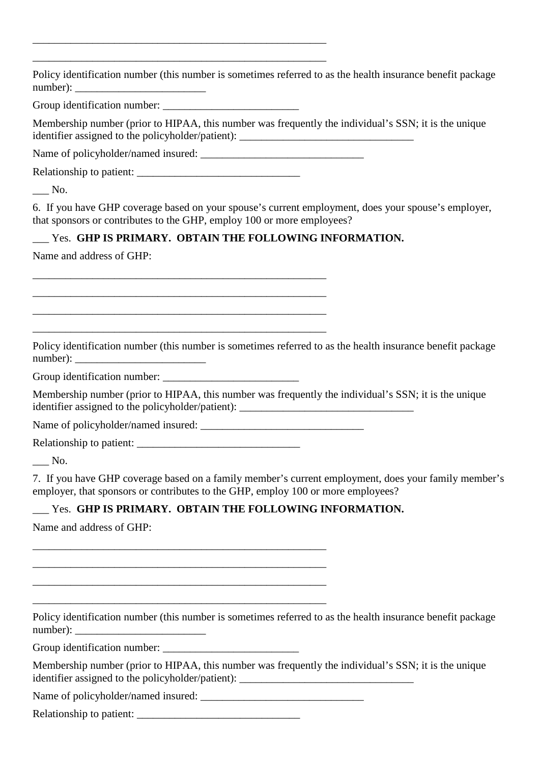\_\_\_\_\_\_\_\_\_\_\_\_\_\_\_\_\_\_\_\_\_\_\_\_\_\_\_\_\_\_\_\_\_\_\_\_\_\_\_\_\_\_\_\_\_\_\_\_\_\_\_\_\_\_

\_\_\_\_\_\_\_\_\_\_\_\_\_\_\_\_\_\_\_\_\_\_\_\_\_\_\_\_\_\_\_\_\_\_\_\_\_\_\_\_\_\_\_\_\_\_\_\_\_\_\_\_\_\_

Policy identification number (this number is sometimes referred to as the health insurance benefit package number): \_\_\_\_\_\_\_\_\_\_\_\_\_\_\_\_\_\_\_\_\_\_\_\_

Group identification number: \_\_\_\_\_\_\_\_\_\_\_\_\_\_\_\_\_\_\_\_\_\_\_\_\_

Membership number (prior to HIPAA, this number was frequently the individual's SSN; it is the unique identifier assigned to the policyholder/patient): \_\_\_\_\_\_\_\_\_\_\_\_\_\_\_\_\_\_\_\_\_\_\_\_\_\_\_\_\_\_\_\_

Name of policyholder/named insured: \_\_\_\_\_\_\_\_\_\_\_\_\_\_\_\_\_\_\_\_\_\_\_\_\_\_\_\_\_\_

Relationship to patient: \_\_\_\_\_\_\_\_\_\_\_\_\_\_\_\_\_\_\_\_\_\_\_\_\_\_\_\_\_\_

\_\_\_ No.

6. If you have GHP coverage based on your spouse's current employment, does your spouse's employer, that sponsors or contributes to the GHP, employ 100 or more employees?

\_\_\_ Yes. **GHP IS PRIMARY. OBTAIN THE FOLLOWING INFORMATION.**

Name and address of GHP:

\_\_\_\_\_\_\_\_\_\_\_\_\_\_\_\_\_\_\_\_\_\_\_\_\_\_\_\_\_\_\_\_\_\_\_\_\_\_\_\_\_\_\_\_\_\_\_\_\_\_\_\_\_\_

\_\_\_\_\_\_\_\_\_\_\_\_\_\_\_\_\_\_\_\_\_\_\_\_\_\_\_\_\_\_\_\_\_\_\_\_\_\_\_\_\_\_\_\_\_\_\_\_\_\_\_\_\_\_

\_\_\_\_\_\_\_\_\_\_\_\_\_\_\_\_\_\_\_\_\_\_\_\_\_\_\_\_\_\_\_\_\_\_\_\_\_\_\_\_\_\_\_\_\_\_\_\_\_\_\_\_\_\_

\_\_\_\_\_\_\_\_\_\_\_\_\_\_\_\_\_\_\_\_\_\_\_\_\_\_\_\_\_\_\_\_\_\_\_\_\_\_\_\_\_\_\_\_\_\_\_\_\_\_\_\_\_\_

Policy identification number (this number is sometimes referred to as the health insurance benefit package number): \_\_\_\_\_\_\_\_\_\_\_\_\_\_\_\_\_\_\_\_\_\_\_\_

Group identification number: \_\_\_\_\_\_\_\_\_\_\_\_\_\_\_\_\_\_\_\_\_\_\_\_\_

Membership number (prior to HIPAA, this number was frequently the individual's SSN; it is the unique identifier assigned to the policyholder/patient): \_\_\_\_\_\_\_\_\_\_\_\_\_\_\_\_\_\_\_\_\_\_\_\_\_\_\_\_\_\_\_\_

Name of policyholder/named insured: \_\_\_\_\_\_\_\_\_\_\_\_\_\_\_\_\_\_\_\_\_\_\_\_\_\_\_\_\_\_

Relationship to patient: \_\_\_\_\_\_\_\_\_\_\_\_\_\_\_\_\_\_\_\_\_\_\_\_\_\_\_\_\_\_

\_\_\_ No.

7. If you have GHP coverage based on a family member's current employment, does your family member's employer, that sponsors or contributes to the GHP, employ 100 or more employees?

\_\_\_ Yes. **GHP IS PRIMARY. OBTAIN THE FOLLOWING INFORMATION.**

Name and address of GHP:

\_\_\_\_\_\_\_\_\_\_\_\_\_\_\_\_\_\_\_\_\_\_\_\_\_\_\_\_\_\_\_\_\_\_\_\_\_\_\_\_\_\_\_\_\_\_\_\_\_\_\_\_\_\_

\_\_\_\_\_\_\_\_\_\_\_\_\_\_\_\_\_\_\_\_\_\_\_\_\_\_\_\_\_\_\_\_\_\_\_\_\_\_\_\_\_\_\_\_\_\_\_\_\_\_\_\_\_\_

\_\_\_\_\_\_\_\_\_\_\_\_\_\_\_\_\_\_\_\_\_\_\_\_\_\_\_\_\_\_\_\_\_\_\_\_\_\_\_\_\_\_\_\_\_\_\_\_\_\_\_\_\_\_

\_\_\_\_\_\_\_\_\_\_\_\_\_\_\_\_\_\_\_\_\_\_\_\_\_\_\_\_\_\_\_\_\_\_\_\_\_\_\_\_\_\_\_\_\_\_\_\_\_\_\_\_\_\_

Policy identification number (this number is sometimes referred to as the health insurance benefit package number): \_\_\_\_\_\_\_\_\_\_\_\_\_\_\_\_\_\_\_\_\_\_\_\_

Group identification number: \_\_\_\_\_\_\_\_\_\_\_\_\_\_\_\_\_\_\_\_\_\_\_\_\_

Membership number (prior to HIPAA, this number was frequently the individual's SSN; it is the unique identifier assigned to the policyholder/patient): \_\_\_\_\_\_\_\_\_\_\_\_\_\_\_\_\_\_\_\_\_\_\_\_\_\_\_\_\_\_\_\_

Name of policyholder/named insured: \_\_\_\_\_\_\_\_\_\_\_\_\_\_\_\_\_\_\_\_\_\_\_\_\_\_\_\_\_\_

Relationship to patient: \_\_\_\_\_\_\_\_\_\_\_\_\_\_\_\_\_\_\_\_\_\_\_\_\_\_\_\_\_\_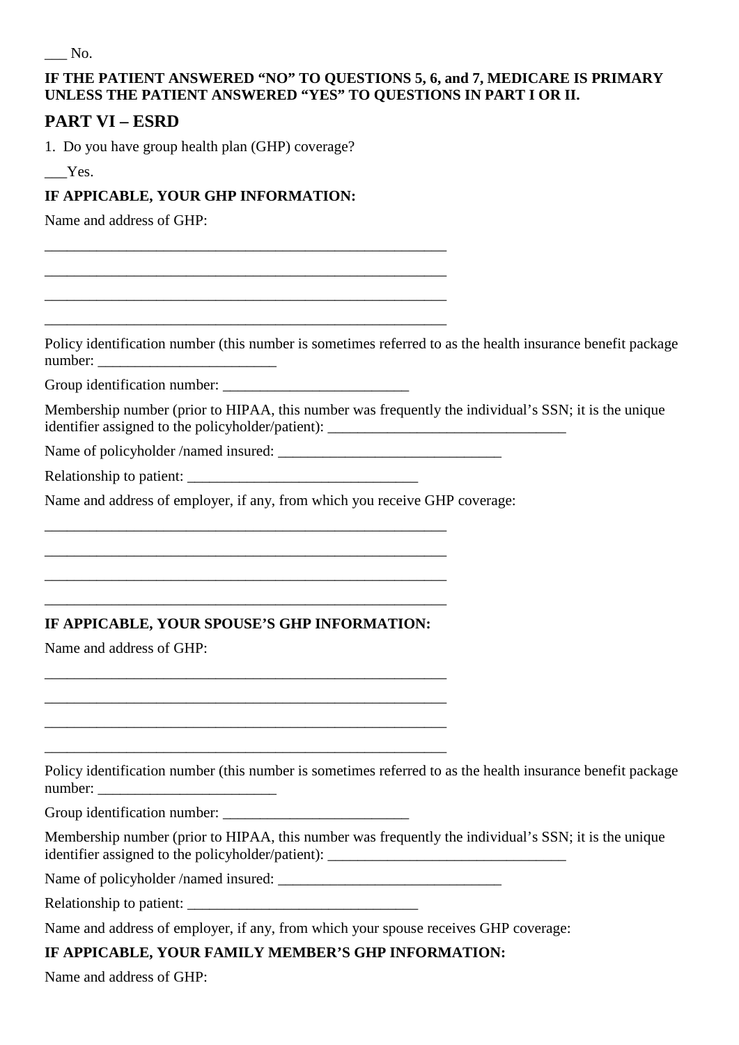___ No.

**IF THE PATIENT ANSWERED "NO" TO QUESTIONS 5, 6, and 7, MEDICARE IS PRIMARY UNLESS THE PATIENT ANSWERED "YES" TO QUESTIONS IN PART I OR II.**

## PART VI – ESRD

1. Do you have group health plan (GHP) coverage?

___Yes.

**IF APPICABLE, YOUR GHP INFORMATION:**

Name and address of GHP:

________________________________________________________

________________________________________________________

________________________________________________________

________________________________________________________

Policy identification number (this number is sometimes referred to as the health insurance benefit package number: ________________________

Group identification number: _________________________

Membership number (prior to HIPAA, this number was frequently the individual's SSN; it is the unique identifier assigned to the policyholder/patient): ________________________________

Name of policyholder /named insured: ______________________________

Relationship to patient: _______________________________

Name and address of employer, if any, from which you receive GHP coverage:

________________________________________________________

________________________________________________________

________________________________________________________

________________________________________________________

**IF APPICABLE, YOUR SPOUSE'S GHP INFORMATION:**

Name and address of GHP:

________________________________________________________

________________________________________________________

________________________________________________________

________________________________________________________

Policy identification number (this number is sometimes referred to as the health insurance benefit package number: ________________________

Group identification number: _________________________

Membership number (prior to HIPAA, this number was frequently the individual's SSN; it is the unique identifier assigned to the policyholder/patient): ________________________________

Name of policyholder /named insured: ______________________________

Relationship to patient: _______________________________

Name and address of employer, if any, from which your spouse receives GHP coverage:

**IF APPICABLE, YOUR FAMILY MEMBER'S GHP INFORMATION:**

Name and address of GHP: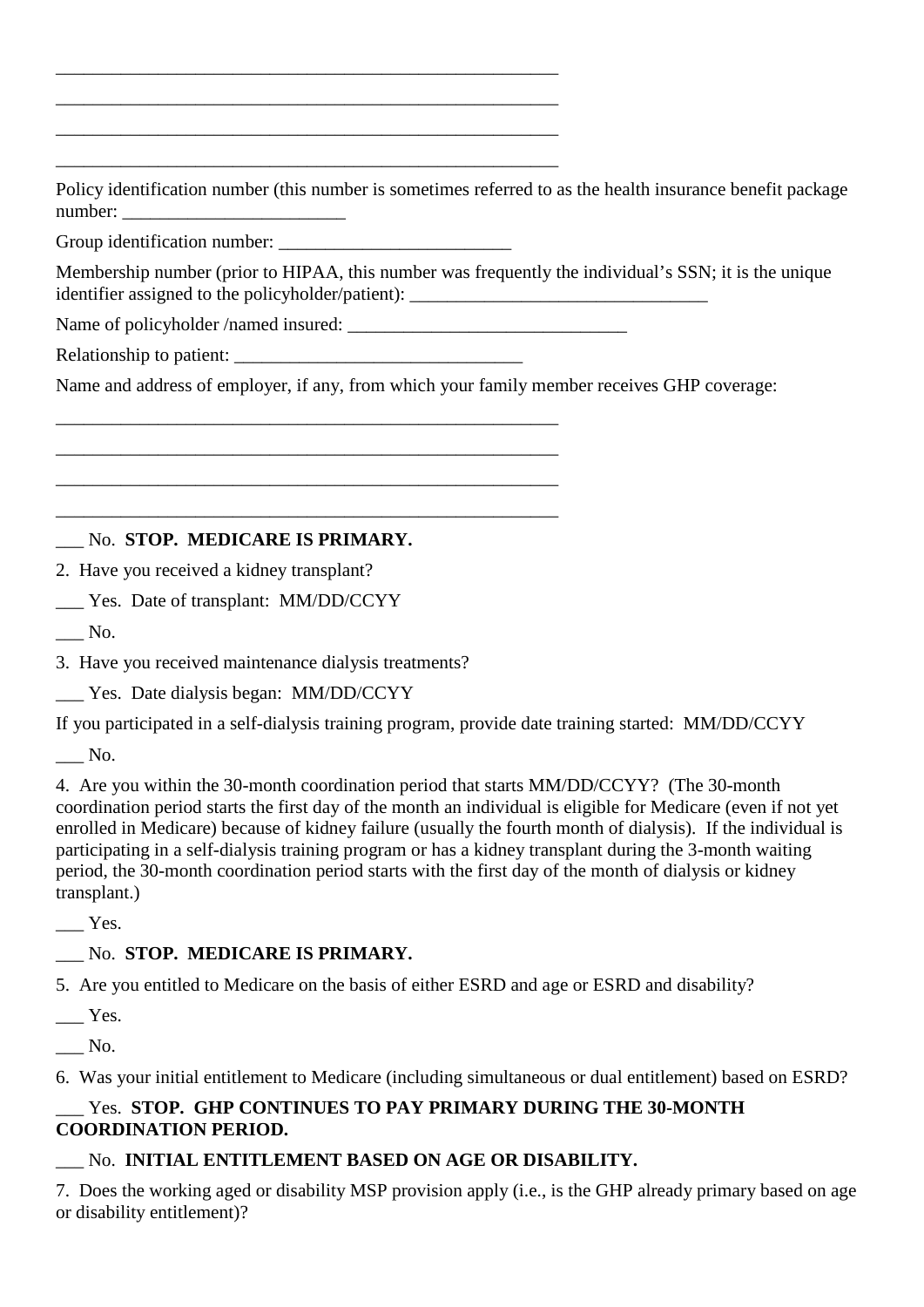\_\_\_\_\_\_\_\_\_\_\_\_\_\_\_\_\_\_\_\_\_\_\_\_\_\_\_\_\_\_\_\_\_\_\_\_\_\_\_\_\_\_\_\_\_\_\_\_\_\_\_\_\_\_\_\_

\_\_\_\_\_\_\_\_\_\_\_\_\_\_\_\_\_\_\_\_\_\_\_\_\_\_\_\_\_\_\_\_\_\_\_\_\_\_\_\_\_\_\_\_\_\_\_\_\_\_\_\_\_\_\_\_

\_\_\_\_\_\_\_\_\_\_\_\_\_\_\_\_\_\_\_\_\_\_\_\_\_\_\_\_\_\_\_\_\_\_\_\_\_\_\_\_\_\_\_\_\_\_\_\_\_\_\_\_\_\_\_\_

\_\_\_\_\_\_\_\_\_\_\_\_\_\_\_\_\_\_\_\_\_\_\_\_\_\_\_\_\_\_\_\_\_\_\_\_\_\_\_\_\_\_\_\_\_\_\_\_\_\_\_\_\_\_\_\_

Policy identification number (this number is sometimes referred to as the health insurance benefit package number: \_\_\_\_\_\_\_\_\_\_\_\_\_\_\_\_\_\_\_\_\_\_\_\_

Group identification number: \_\_\_\_\_\_\_\_\_\_\_\_\_\_\_\_\_\_\_\_\_\_\_\_\_

Membership number (prior to HIPAA, this number was frequently the individual's SSN; it is the unique identifier assigned to the policyholder/patient): \_\_\_\_\_\_\_\_\_\_\_\_\_\_\_\_\_\_\_\_\_\_\_\_\_\_\_\_\_\_\_\_

Name of policyholder /named insured: \_\_\_\_\_\_\_\_\_\_\_\_\_\_\_\_\_\_\_\_\_\_\_\_\_\_\_\_\_\_

Relationship to patient: \_\_\_\_\_\_\_\_\_\_\_\_\_\_\_\_\_\_\_\_\_\_\_\_\_\_\_\_\_\_\_

Name and address of employer, if any, from which your family member receives GHP coverage:

\_\_\_\_\_\_\_\_\_\_\_\_\_\_\_\_\_\_\_\_\_\_\_\_\_\_\_\_\_\_\_\_\_\_\_\_\_\_\_\_\_\_\_\_\_\_\_\_\_\_\_\_\_\_\_\_

\_\_\_\_\_\_\_\_\_\_\_\_\_\_\_\_\_\_\_\_\_\_\_\_\_\_\_\_\_\_\_\_\_\_\_\_\_\_\_\_\_\_\_\_\_\_\_\_\_\_\_\_\_\_\_\_

\_\_\_\_\_\_\_\_\_\_\_\_\_\_\_\_\_\_\_\_\_\_\_\_\_\_\_\_\_\_\_\_\_\_\_\_\_\_\_\_\_\_\_\_\_\_\_\_\_\_\_\_\_\_\_\_

\_\_\_\_\_\_\_\_\_\_\_\_\_\_\_\_\_\_\_\_\_\_\_\_\_\_\_\_\_\_\_\_\_\_\_\_\_\_\_\_\_\_\_\_\_\_\_\_\_\_\_\_\_\_\_\_

\_\_\_ No. **STOP. MEDICARE IS PRIMARY.**

2. Have you received a kidney transplant?

\_\_\_ Yes. Date of transplant: MM/DD/CCYY

\_\_\_ No.

3. Have you received maintenance dialysis treatments?

\_\_\_ Yes. Date dialysis began: MM/DD/CCYY

If you participated in a self-dialysis training program, provide date training started: MM/DD/CCYY

\_\_\_ No.

4. Are you within the 30-month coordination period that starts MM/DD/CCYY? (The 30-month coordination period starts the first day of the month an individual is eligible for Medicare (even if not yet enrolled in Medicare) because of kidney failure (usually the fourth month of dialysis). If the individual is participating in a self-dialysis training program or has a kidney transplant during the 3-month waiting period, the 30-month coordination period starts with the first day of the month of dialysis or kidney transplant.)

\_\_\_ Yes.

\_\_\_ No. **STOP. MEDICARE IS PRIMARY.**

5. Are you entitled to Medicare on the basis of either ESRD and age or ESRD and disability?

\_\_\_ Yes.

\_\_\_ No.

6. Was your initial entitlement to Medicare (including simultaneous or dual entitlement) based on ESRD?

\_\_\_ Yes. **STOP. GHP CONTINUES TO PAY PRIMARY DURING THE 30-MONTH COORDINATION PERIOD.**

\_\_\_ No. **INITIAL ENTITLEMENT BASED ON AGE OR DISABILITY.**

7. Does the working aged or disability MSP provision apply (i.e., is the GHP already primary based on age or disability entitlement)?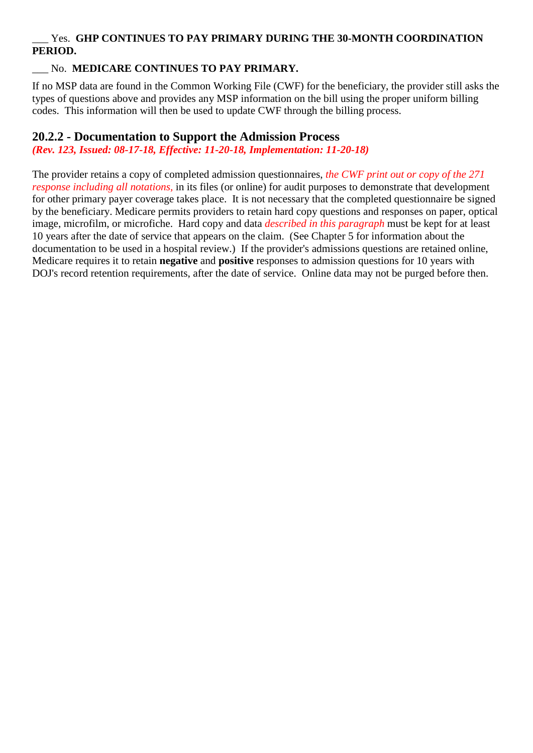___ Yes. **GHP CONTINUES TO PAY PRIMARY DURING THE 30-MONTH COORDINATION PERIOD.**

___ No. **MEDICARE CONTINUES TO PAY PRIMARY.**

If no MSP data are found in the Common Working File (CWF) for the beneficiary, the provider still asks the types of questions above and provides any MSP information on the bill using the proper uniform billing codes. This information will then be used to update CWF through the billing process.

## 20.2.2 - Documentation to Support the Admission Process

***(Rev. 123, Issued: 08-17-18, Effective: 11-20-18, Implementation: 11-20-18)***

The provider retains a copy of completed admission questionnaires, *the CWF print out or copy of the 271 response including all notations,* in its files (or online) for audit purposes to demonstrate that development for other primary payer coverage takes place. It is not necessary that the completed questionnaire be signed by the beneficiary. Medicare permits providers to retain hard copy questions and responses on paper, optical image, microfilm, or microfiche. Hard copy and data *described in this paragraph* must be kept for at least 10 years after the date of service that appears on the claim. (See Chapter 5 for information about the documentation to be used in a hospital review.) If the provider's admissions questions are retained online, Medicare requires it to retain **negative** and **positive** responses to admission questions for 10 years with DOJ's record retention requirements, after the date of service. Online data may not be purged before then.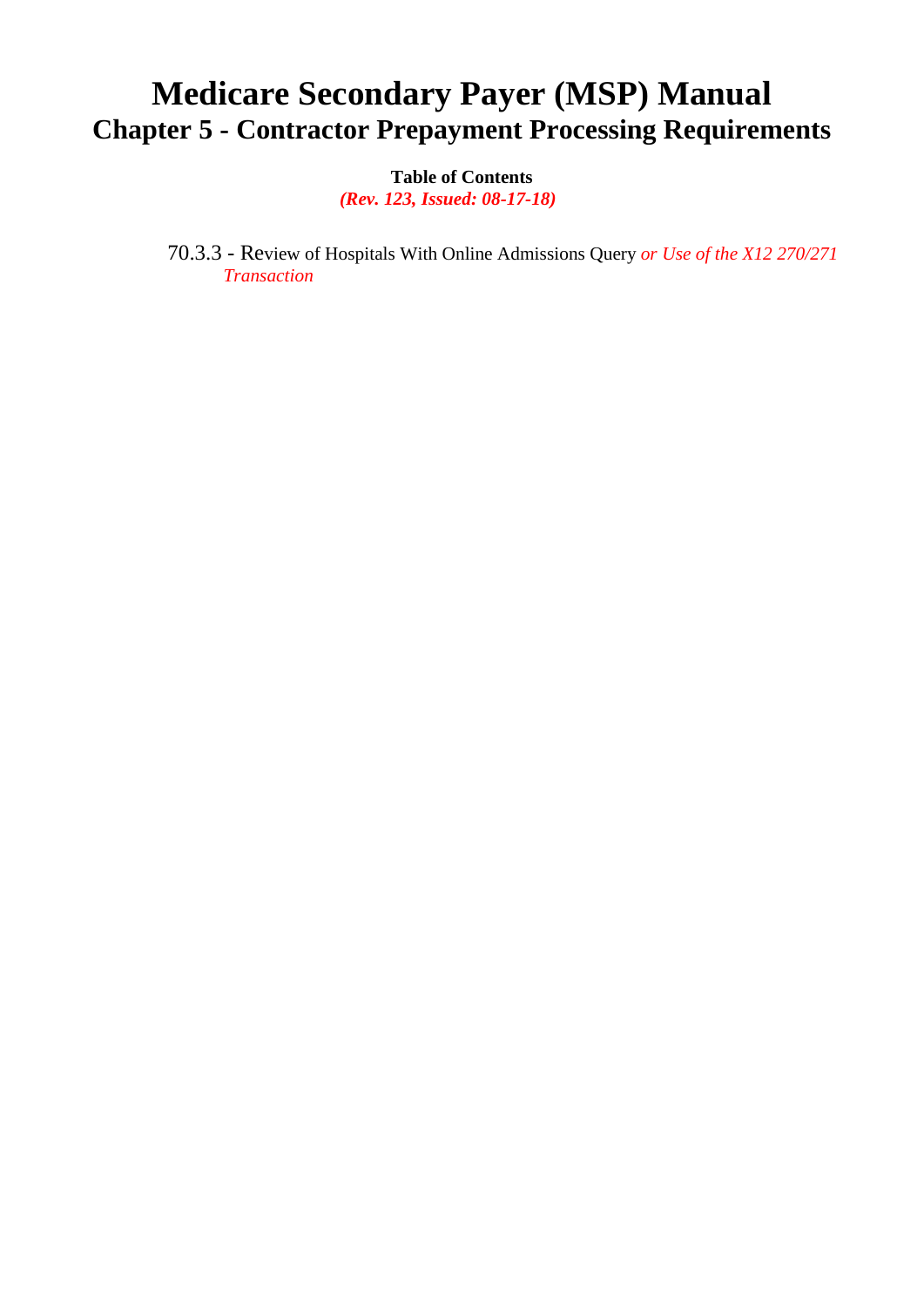# Medicare Secondary Payer (MSP) Manual
## Chapter 5 - Contractor Prepayment Processing Requirements

**Table of Contents**
***(Rev. 123, Issued: 08-17-18)***

70.3.3 - Review of Hospitals With Online Admissions Query *or Use of the X12 270/271 Transaction*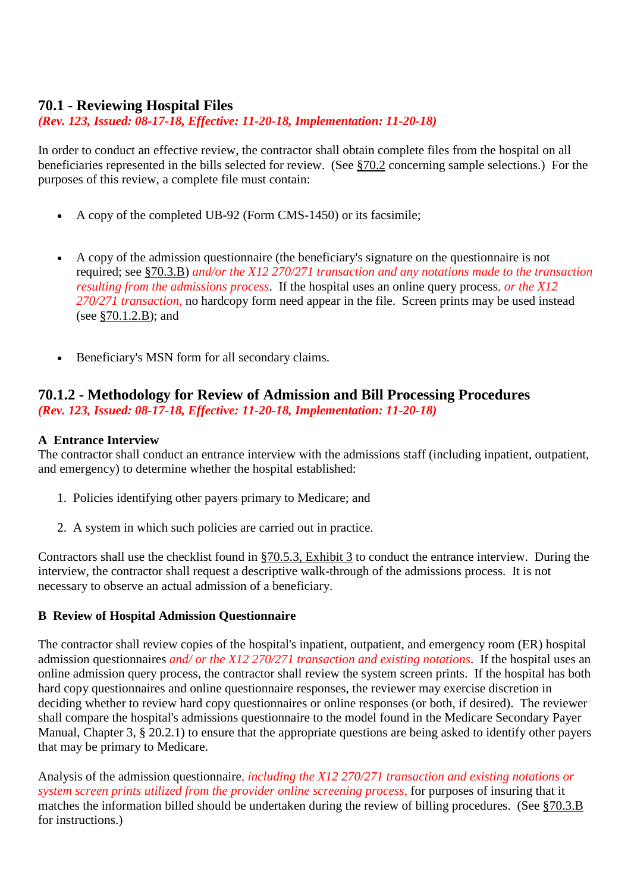## 70.1 - Reviewing Hospital Files

*(Rev. 123, Issued: 08-17-18, Effective: 11-20-18, Implementation: 11-20-18)*

In order to conduct an effective review, the contractor shall obtain complete files from the hospital on all beneficiaries represented in the bills selected for review. (See §70.2 concerning sample selections.) For the purposes of this review, a complete file must contain:

- A copy of the completed UB-92 (Form CMS-1450) or its facsimile;
- A copy of the admission questionnaire (the beneficiary's signature on the questionnaire is not required; see §70.3.B) *and/or the X12 270/271 transaction and any notations made to the transaction resulting from the admissions process*. If the hospital uses an online query process*, or the X12 270/271 transaction,* no hardcopy form need appear in the file. Screen prints may be used instead (see §70.1.2.B); and
- Beneficiary's MSN form for all secondary claims.

## 70.1.2 - Methodology for Review of Admission and Bill Processing Procedures

*(Rev. 123, Issued: 08-17-18, Effective: 11-20-18, Implementation: 11-20-18)*

**A Entrance Interview**

The contractor shall conduct an entrance interview with the admissions staff (including inpatient, outpatient, and emergency) to determine whether the hospital established:

1. Policies identifying other payers primary to Medicare; and
2. A system in which such policies are carried out in practice.

Contractors shall use the checklist found in §70.5.3, Exhibit 3 to conduct the entrance interview. During the interview, the contractor shall request a descriptive walk-through of the admissions process. It is not necessary to observe an actual admission of a beneficiary.

**B Review of Hospital Admission Questionnaire**

The contractor shall review copies of the hospital's inpatient, outpatient, and emergency room (ER) hospital admission questionnaires *and/ or the X12 270/271 transaction and existing notations*. If the hospital uses an online admission query process, the contractor shall review the system screen prints. If the hospital has both hard copy questionnaires and online questionnaire responses, the reviewer may exercise discretion in deciding whether to review hard copy questionnaires or online responses (or both, if desired). The reviewer shall compare the hospital's admissions questionnaire to the model found in the Medicare Secondary Payer Manual, Chapter 3, § 20.2.1) to ensure that the appropriate questions are being asked to identify other payers that may be primary to Medicare.

Analysis of the admission questionnaire*, including the X12 270/271 transaction and existing notations or system screen prints utilized from the provider online screening process,* for purposes of insuring that it matches the information billed should be undertaken during the review of billing procedures. (See §70.3.B for instructions.)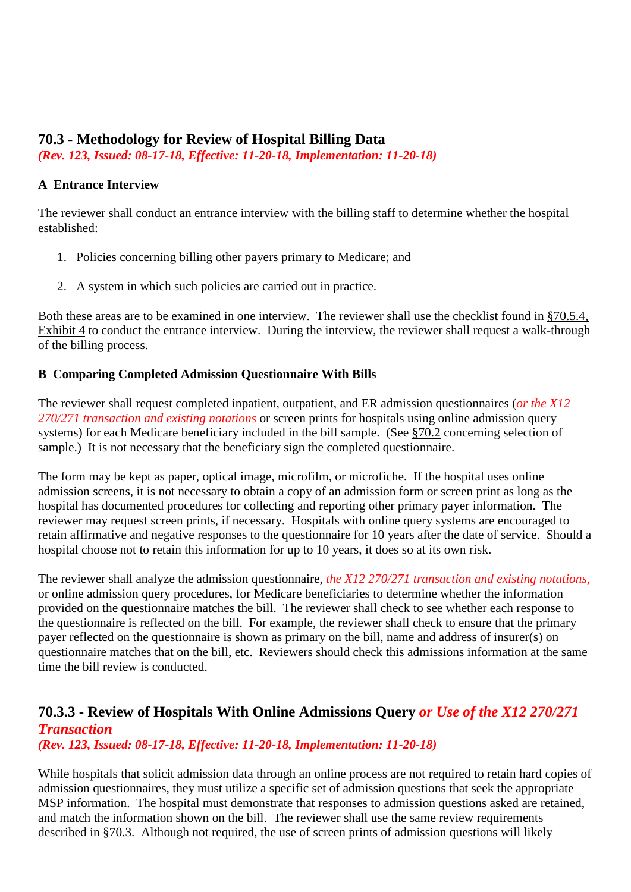## 70.3 - Methodology for Review of Hospital Billing Data

*(Rev. 123, Issued: 08-17-18, Effective: 11-20-18, Implementation: 11-20-18)*

**A Entrance Interview**

The reviewer shall conduct an entrance interview with the billing staff to determine whether the hospital established:

1. Policies concerning billing other payers primary to Medicare; and

2. A system in which such policies are carried out in practice.

Both these areas are to be examined in one interview. The reviewer shall use the checklist found in §70.5.4, Exhibit 4 to conduct the entrance interview. During the interview, the reviewer shall request a walk-through of the billing process.

**B Comparing Completed Admission Questionnaire With Bills**

The reviewer shall request completed inpatient, outpatient, and ER admission questionnaires (*or the X12 270/271 transaction and existing notations* or screen prints for hospitals using online admission query systems) for each Medicare beneficiary included in the bill sample. (See §70.2 concerning selection of sample.) It is not necessary that the beneficiary sign the completed questionnaire.

The form may be kept as paper, optical image, microfilm, or microfiche. If the hospital uses online admission screens, it is not necessary to obtain a copy of an admission form or screen print as long as the hospital has documented procedures for collecting and reporting other primary payer information. The reviewer may request screen prints, if necessary. Hospitals with online query systems are encouraged to retain affirmative and negative responses to the questionnaire for 10 years after the date of service. Should a hospital choose not to retain this information for up to 10 years, it does so at its own risk.

The reviewer shall analyze the admission questionnaire, *the X12 270/271 transaction and existing notations,* or online admission query procedures, for Medicare beneficiaries to determine whether the information provided on the questionnaire matches the bill. The reviewer shall check to see whether each response to the questionnaire is reflected on the bill. For example, the reviewer shall check to ensure that the primary payer reflected on the questionnaire is shown as primary on the bill, name and address of insurer(s) on questionnaire matches that on the bill, etc. Reviewers should check this admissions information at the same time the bill review is conducted.

## 70.3.3 - Review of Hospitals With Online Admissions Query *or Use of the X12 270/271 Transaction*

*(Rev. 123, Issued: 08-17-18, Effective: 11-20-18, Implementation: 11-20-18)*

While hospitals that solicit admission data through an online process are not required to retain hard copies of admission questionnaires, they must utilize a specific set of admission questions that seek the appropriate MSP information. The hospital must demonstrate that responses to admission questions asked are retained, and match the information shown on the bill. The reviewer shall use the same review requirements described in §70.3. Although not required, the use of screen prints of admission questions will likely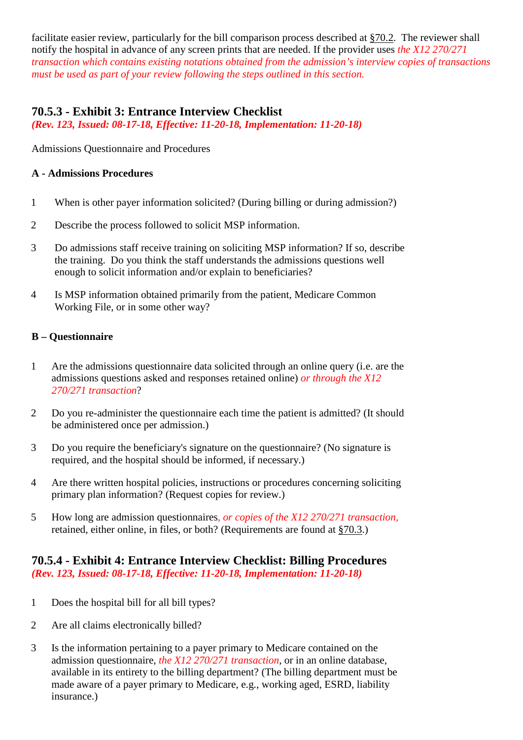facilitate easier review, particularly for the bill comparison process described at §70.2. The reviewer shall notify the hospital in advance of any screen prints that are needed. If the provider uses *the X12 270/271 transaction which contains existing notations obtained from the admission's interview copies of transactions must be used as part of your review following the steps outlined in this section.*

### 70.5.3 - Exhibit 3: Entrance Interview Checklist

***(Rev. 123, Issued: 08-17-18, Effective: 11-20-18, Implementation: 11-20-18)***

Admissions Questionnaire and Procedures

**A - Admissions Procedures**

1 When is other payer information solicited? (During billing or during admission?)

2 Describe the process followed to solicit MSP information.

3 Do admissions staff receive training on soliciting MSP information? If so, describe the training. Do you think the staff understands the admissions questions well enough to solicit information and/or explain to beneficiaries?

4 Is MSP information obtained primarily from the patient, Medicare Common Working File, or in some other way?

**B – Questionnaire**

1 Are the admissions questionnaire data solicited through an online query (i.e. are the admissions questions asked and responses retained online) *or through the X12 270/271 transaction*?

2 Do you re-administer the questionnaire each time the patient is admitted? (It should be administered once per admission.)

3 Do you require the beneficiary's signature on the questionnaire? (No signature is required, and the hospital should be informed, if necessary.)

4 Are there written hospital policies, instructions or procedures concerning soliciting primary plan information? (Request copies for review.)

5 How long are admission questionnaires*, or copies of the X12 270/271 transaction,* retained, either online, in files, or both? (Requirements are found at §70.3.)

### 70.5.4 - Exhibit 4: Entrance Interview Checklist: Billing Procedures

***(Rev. 123, Issued: 08-17-18, Effective: 11-20-18, Implementation: 11-20-18)***

1 Does the hospital bill for all bill types?

2 Are all claims electronically billed?

3 Is the information pertaining to a payer primary to Medicare contained on the admission questionnaire, *the X12 270/271 transaction*, or in an online database, available in its entirety to the billing department? (The billing department must be made aware of a payer primary to Medicare, e.g., working aged, ESRD, liability insurance.)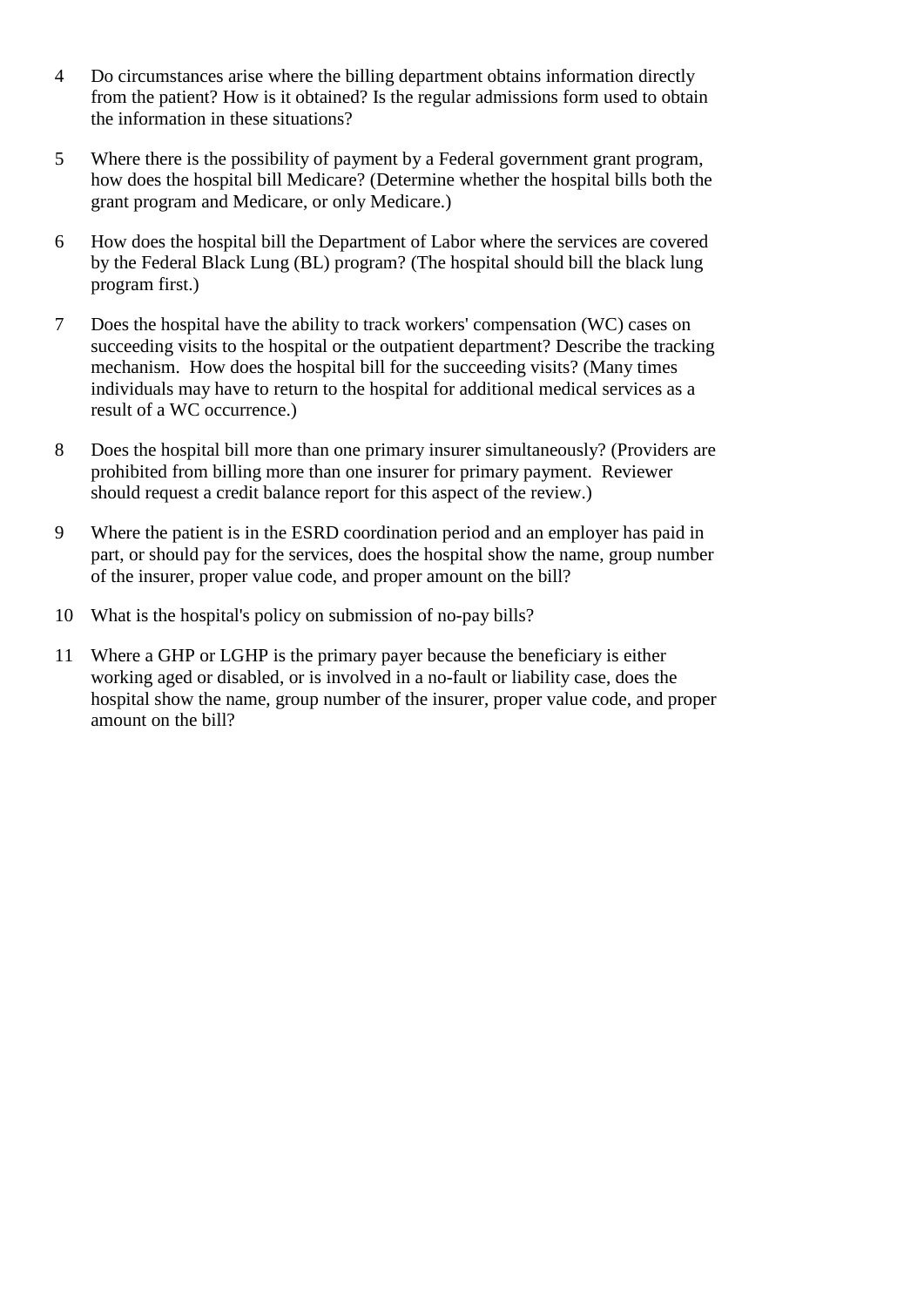4. Do circumstances arise where the billing department obtains information directly from the patient? How is it obtained? Is the regular admissions form used to obtain the information in these situations?

5. Where there is the possibility of payment by a Federal government grant program, how does the hospital bill Medicare? (Determine whether the hospital bills both the grant program and Medicare, or only Medicare.)

6. How does the hospital bill the Department of Labor where the services are covered by the Federal Black Lung (BL) program? (The hospital should bill the black lung program first.)

7. Does the hospital have the ability to track workers' compensation (WC) cases on succeeding visits to the hospital or the outpatient department? Describe the tracking mechanism. How does the hospital bill for the succeeding visits? (Many times individuals may have to return to the hospital for additional medical services as a result of a WC occurrence.)

8. Does the hospital bill more than one primary insurer simultaneously? (Providers are prohibited from billing more than one insurer for primary payment. Reviewer should request a credit balance report for this aspect of the review.)

9. Where the patient is in the ESRD coordination period and an employer has paid in part, or should pay for the services, does the hospital show the name, group number of the insurer, proper value code, and proper amount on the bill?

10. What is the hospital's policy on submission of no-pay bills?

11. Where a GHP or LGHP is the primary payer because the beneficiary is either working aged or disabled, or is involved in a no-fault or liability case, does the hospital show the name, group number of the insurer, proper value code, and proper amount on the bill?